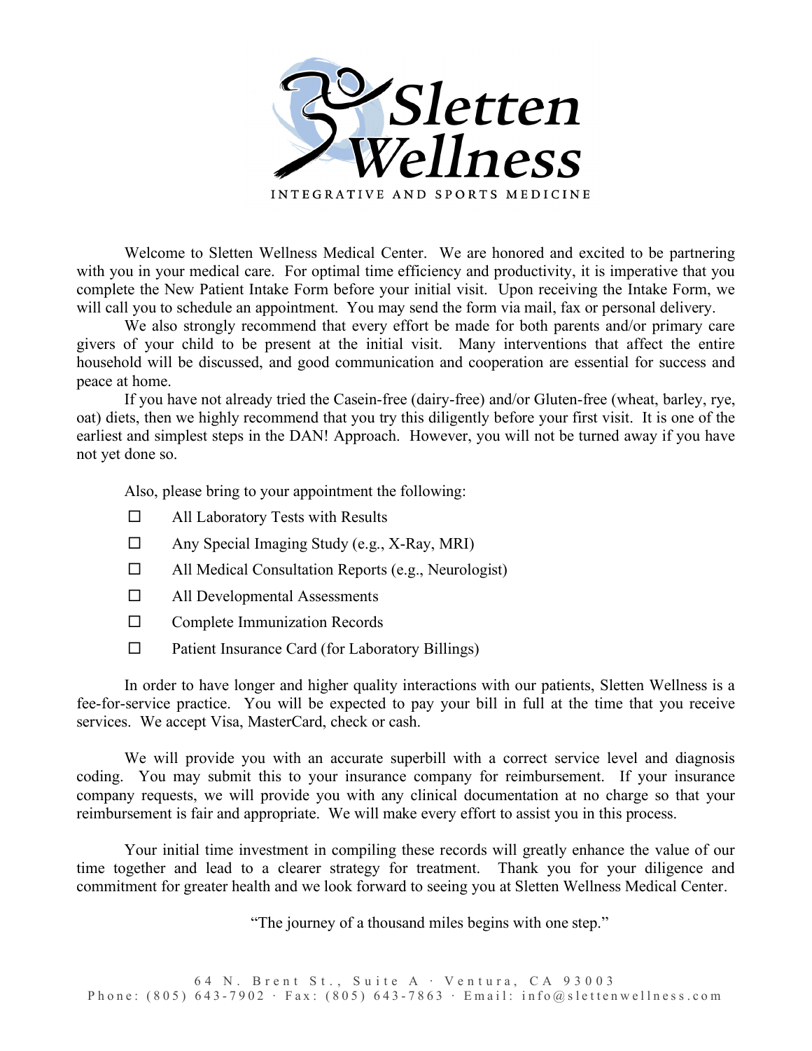# Sletten Wellness

INTEGRATIVE AND SPORTS MEDICINE

Welcome to Sletten Wellness Medical Center. We are honored and excited to be partnering with you in your medical care. For optimal time efficiency and productivity, it is imperative that you complete the New Patient Intake Form before your initial visit. Upon receiving the Intake Form, we will call you to schedule an appointment. You may send the form via mail, fax or personal delivery.

We also strongly recommend that every effort be made for both parents and/or primary care givers of your child to be present at the initial visit. Many interventions that affect the entire household will be discussed, and good communication and cooperation are essential for success and peace at home.

If you have not already tried the Casein-free (dairy-free) and/or Gluten-free (wheat, barley, rye, oat) diets, then we highly recommend that you try this diligently before your first visit. It is one of the earliest and simplest steps in the DAN! Approach. However, you will not be turned away if you have not yet done so.

Also, please bring to your appointment the following:

- ☐ All Laboratory Tests with Results
- ☐ Any Special Imaging Study (e.g., X-Ray, MRI)
- ☐ All Medical Consultation Reports (e.g., Neurologist)
- ☐ All Developmental Assessments
- ☐ Complete Immunization Records
- ☐ Patient Insurance Card (for Laboratory Billings)

In order to have longer and higher quality interactions with our patients, Sletten Wellness is a fee-for-service practice. You will be expected to pay your bill in full at the time that you receive services. We accept Visa, MasterCard, check or cash.

We will provide you with an accurate superbill with a correct service level and diagnosis coding. You may submit this to your insurance company for reimbursement. If your insurance company requests, we will provide you with any clinical documentation at no charge so that your reimbursement is fair and appropriate. We will make every effort to assist you in this process.

Your initial time investment in compiling these records will greatly enhance the value of our time together and lead to a clearer strategy for treatment. Thank you for your diligence and commitment for greater health and we look forward to seeing you at Sletten Wellness Medical Center.

"The journey of a thousand miles begins with one step."

64 N. Brent St., Suite A · Ventura, CA 93003
Phone: (805) 643-7902 · Fax: (805) 643-7863 · Email: info@slettenwellness.com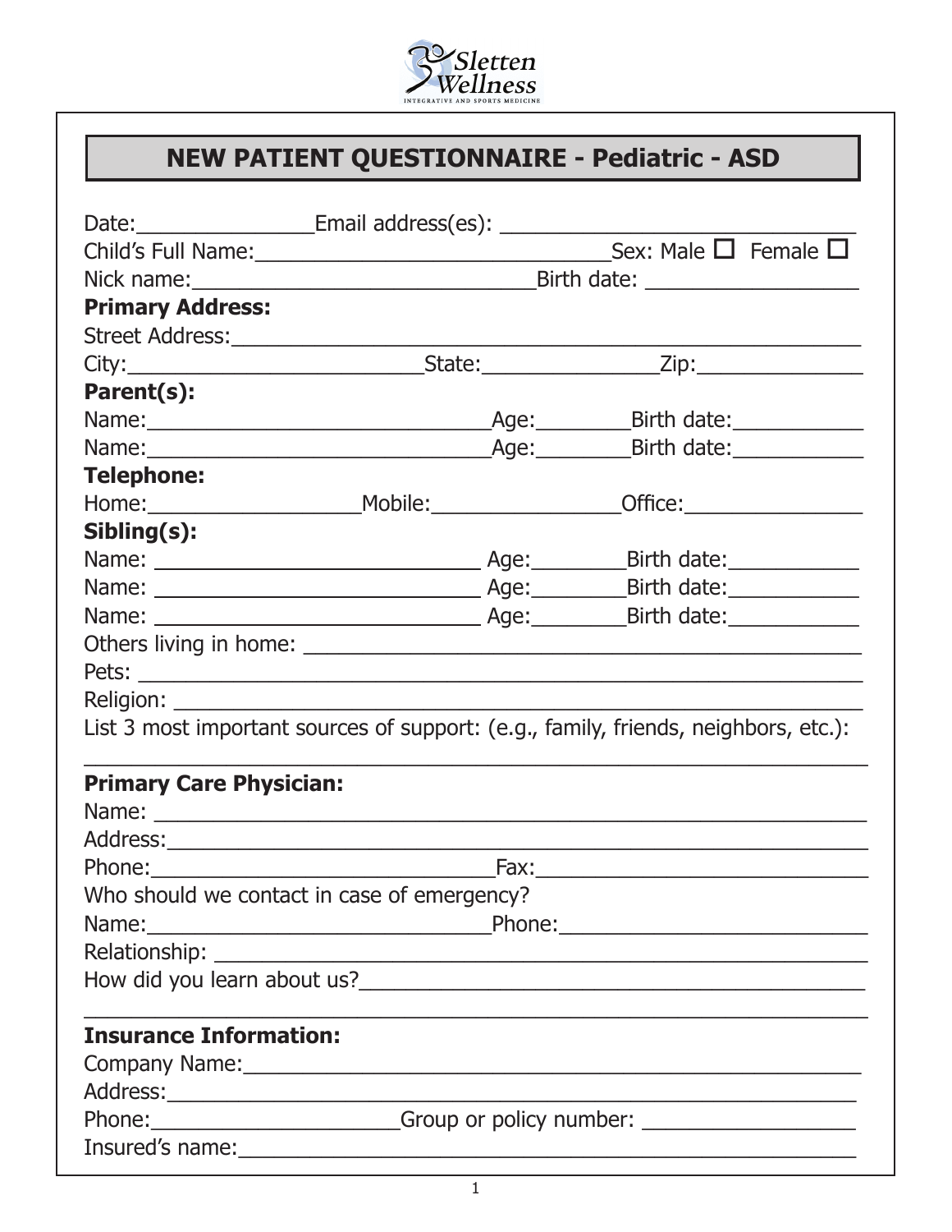Sletten Wellness
INTEGRATIVE AND SPORTS MEDICINE

## NEW PATIENT QUESTIONNAIRE - Pediatric - ASD

Date:_______________ Email address(es): ______________________________

Child's Full Name:______________________________ Sex: Male ☐ Female ☐

Nick name:______________________________ Birth date: _________________

**Primary Address:**

Street Address:_______________________________________________________

City:________________________ State:_______________ Zip:______________

**Parent(s):**

Name:______________________________ Age:________ Birth date:___________

Name:______________________________ Age:________ Birth date:___________

**Telephone:**

Home:_________________ Mobile:________________ Office:________________

**Sibling(s):**

Name: ______________________________ Age:________ Birth date:___________

Name: ______________________________ Age:________ Birth date:___________

Name: ______________________________ Age:________ Birth date:___________

Others living in home: ________________________________________________

Pets: ______________________________________________________________

Religion: ___________________________________________________________

List 3 most important sources of support: (e.g., family, friends, neighbors, etc.):

______________________________________________________________________

**Primary Care Physician:**

Name: _______________________________________________________________

Address:_____________________________________________________________

Phone:______________________________ Fax:______________________________

Who should we contact in case of emergency?

Name:______________________________ Phone:____________________________

Relationship: _________________________________________________________

How did you learn about us?____________________________________________

______________________________________________________________________

**Insurance Information:**

Company Name:_________________________________________________________

Address:_____________________________________________________________

Phone:_____________________ Group or policy number: __________________

Insured's name:_______________________________________________________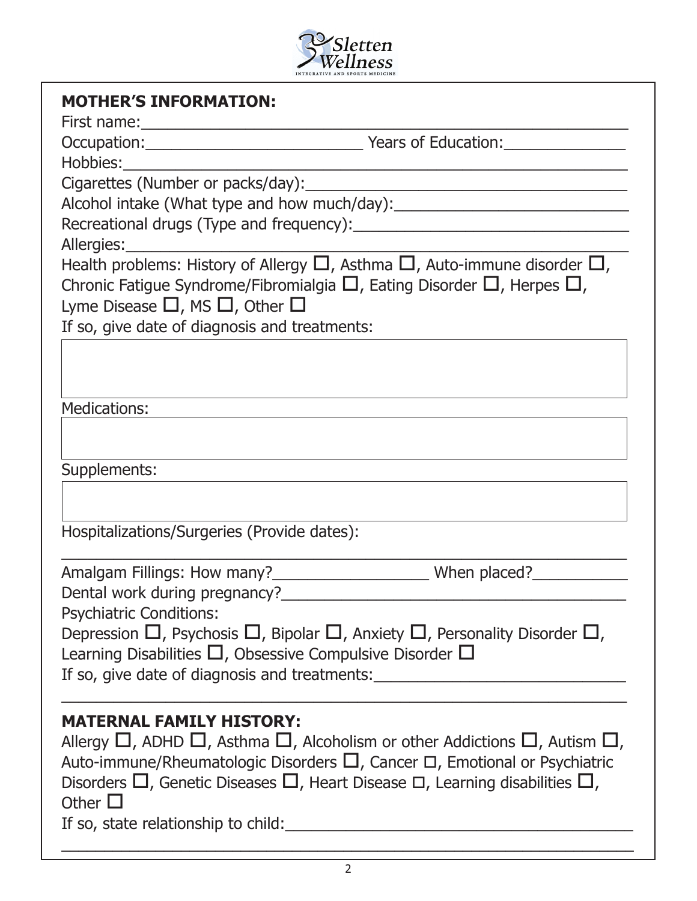## MOTHER'S INFORMATION:

First name:\_\_\_\_\_\_\_\_\_\_\_\_\_\_\_\_\_\_\_\_\_\_\_\_\_\_\_\_\_\_\_\_\_\_\_\_\_\_\_\_\_\_\_\_\_\_\_\_

Occupation:\_\_\_\_\_\_\_\_\_\_\_\_\_\_\_\_\_\_\_\_\_\_\_\_ Years of Education:\_\_\_\_\_\_\_\_\_\_\_\_\_\_

Hobbies:\_\_\_\_\_\_\_\_\_\_\_\_\_\_\_\_\_\_\_\_\_\_\_\_\_\_\_\_\_\_\_\_\_\_\_\_\_\_\_\_\_\_\_\_\_\_\_\_\_\_\_\_

Cigarettes (Number or packs/day):\_\_\_\_\_\_\_\_\_\_\_\_\_\_\_\_\_\_\_\_\_\_\_\_\_\_\_\_\_\_\_\_\_\_

Alcohol intake (What type and how much/day):\_\_\_\_\_\_\_\_\_\_\_\_\_\_\_\_\_\_\_\_\_\_\_\_\_\_

Recreational drugs (Type and frequency):\_\_\_\_\_\_\_\_\_\_\_\_\_\_\_\_\_\_\_\_\_\_\_\_\_\_\_\_\_\_

Allergies:\_\_\_\_\_\_\_\_\_\_\_\_\_\_\_\_\_\_\_\_\_\_\_\_\_\_\_\_\_\_\_\_\_\_\_\_\_\_\_\_\_\_\_\_\_\_\_\_\_\_\_\_

Health problems: History of Allergy ☐, Asthma ☐, Auto-immune disorder ☐, Chronic Fatigue Syndrome/Fibromialgia ☐, Eating Disorder ☐, Herpes ☐, Lyme Disease ☐, MS ☐, Other ☐

If so, give date of diagnosis and treatments:

Medications:

Supplements:

Hospitalizations/Surgeries (Provide dates):

\_\_\_\_\_\_\_\_\_\_\_\_\_\_\_\_\_\_\_\_\_\_\_\_\_\_\_\_\_\_\_\_\_\_\_\_\_\_\_\_\_\_\_\_\_\_\_\_\_\_\_\_\_\_\_\_\_\_\_\_

Amalgam Fillings: How many?\_\_\_\_\_\_\_\_\_\_\_\_\_\_\_\_\_\_ When placed?\_\_\_\_\_\_\_\_\_\_\_

Dental work during pregnancy?\_\_\_\_\_\_\_\_\_\_\_\_\_\_\_\_\_\_\_\_\_\_\_\_\_\_\_\_\_\_\_\_\_\_\_\_\_\_\_

Psychiatric Conditions:

Depression ☐, Psychosis ☐, Bipolar ☐, Anxiety ☐, Personality Disorder ☐, Learning Disabilities ☐, Obsessive Compulsive Disorder ☐

If so, give date of diagnosis and treatments:\_\_\_\_\_\_\_\_\_\_\_\_\_\_\_\_\_\_\_\_\_\_\_\_\_\_\_\_

\_\_\_\_\_\_\_\_\_\_\_\_\_\_\_\_\_\_\_\_\_\_\_\_\_\_\_\_\_\_\_\_\_\_\_\_\_\_\_\_\_\_\_\_\_\_\_\_\_\_\_\_\_\_\_\_\_\_\_\_

## MATERNAL FAMILY HISTORY:

Allergy ☐, ADHD ☐, Asthma ☐, Alcoholism or other Addictions ☐, Autism ☐, Auto-immune/Rheumatologic Disorders ☐, Cancer ☐, Emotional or Psychiatric Disorders ☐, Genetic Diseases ☐, Heart Disease ☐, Learning disabilities ☐, Other ☐

If so, state relationship to child:\_\_\_\_\_\_\_\_\_\_\_\_\_\_\_\_\_\_\_\_\_\_\_\_\_\_\_\_\_\_\_\_\_\_\_\_\_\_

\_\_\_\_\_\_\_\_\_\_\_\_\_\_\_\_\_\_\_\_\_\_\_\_\_\_\_\_\_\_\_\_\_\_\_\_\_\_\_\_\_\_\_\_\_\_\_\_\_\_\_\_\_\_\_\_\_\_\_\_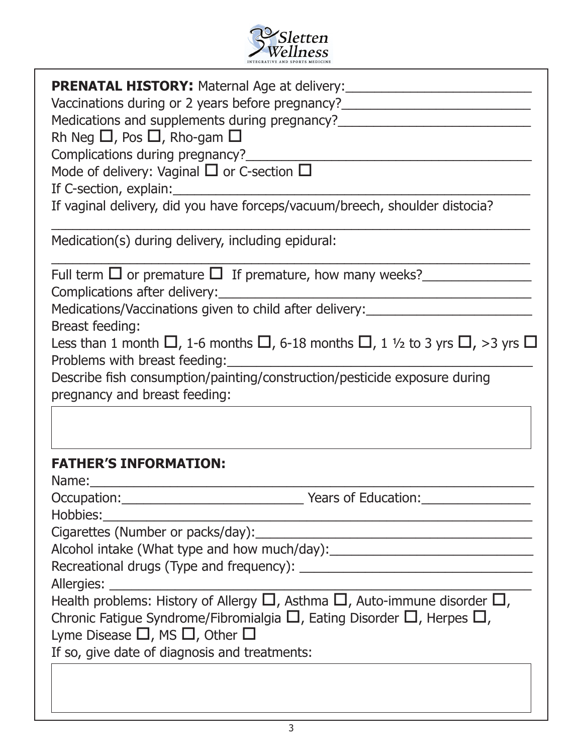**PRENATAL HISTORY:** Maternal Age at delivery:_________________________

Vaccinations during or 2 years before pregnancy?_________________________

Medications and supplements during pregnancy?__________________________

Rh Neg ☐, Pos ☐, Rho-gam ☐

Complications during pregnancy?_____________________________________

Mode of delivery: Vaginal ☐ or C-section ☐

If C-section, explain:_____________________________________________

If vaginal delivery, did you have forceps/vacuum/breech, shoulder distocia?

_______________________________________________________________

Medication(s) during delivery, including epidural:

_______________________________________________________________

Full term ☐ or premature ☐ If premature, how many weeks?______________

Complications after delivery:__________________________________________

Medications/Vaccinations given to child after delivery:______________________

Breast feeding:

Less than 1 month ☐, 1-6 months ☐, 6-18 months ☐, 1 ½ to 3 yrs ☐, >3 yrs ☐

Problems with breast feeding:_________________________________________

Describe fish consumption/painting/construction/pesticide exposure during pregnancy and breast feeding:

**FATHER'S INFORMATION:**

Name:_________________________________________________________

Occupation:_________________________ Years of Education:_______________

Hobbies:_______________________________________________________

Cigarettes (Number or packs/day):_____________________________________

Alcohol intake (What type and how much/day):___________________________

Recreational drugs (Type and frequency): _______________________________

Allergies: ______________________________________________________

Health problems: History of Allergy ☐, Asthma ☐, Auto-immune disorder ☐, Chronic Fatigue Syndrome/Fibromialgia ☐, Eating Disorder ☐, Herpes ☐, Lyme Disease ☐, MS ☐, Other ☐

If so, give date of diagnosis and treatments: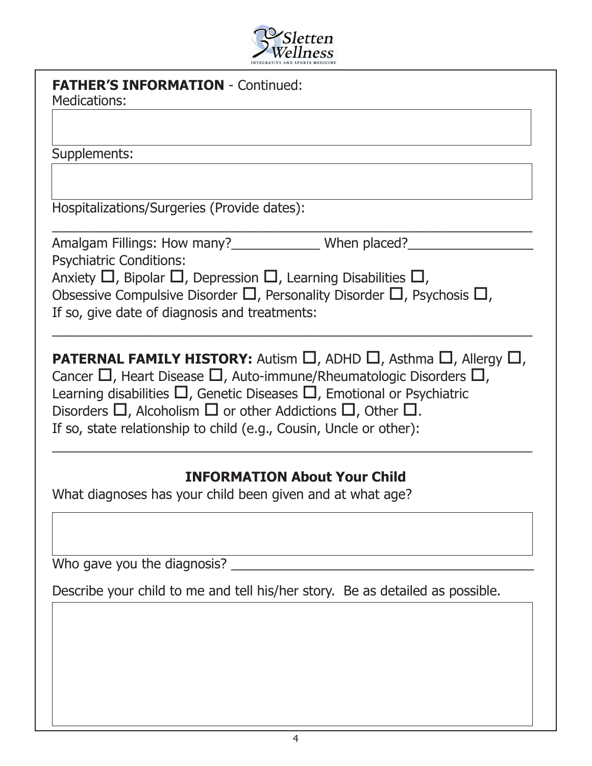**FATHER'S INFORMATION** - Continued:

Medications:

Supplements:

Hospitalizations/Surgeries (Provide dates):

______________________________________________________________

Amalgam Fillings: How many?____________ When placed?_________________

Psychiatric Conditions:

Anxiety ☐, Bipolar ☐, Depression ☐, Learning Disabilities ☐,
Obsessive Compulsive Disorder ☐, Personality Disorder ☐, Psychosis ☐,
If so, give date of diagnosis and treatments:

______________________________________________________________

**PATERNAL FAMILY HISTORY:** Autism ☐, ADHD ☐, Asthma ☐, Allergy ☐, Cancer ☐, Heart Disease ☐, Auto-immune/Rheumatologic Disorders ☐, Learning disabilities ☐, Genetic Diseases ☐, Emotional or Psychiatric Disorders ☐, Alcoholism ☐ or other Addictions ☐, Other ☐.
If so, state relationship to child (e.g., Cousin, Uncle or other):

______________________________________________________________

## INFORMATION About Your Child

What diagnoses has your child been given and at what age?

Who gave you the diagnosis? _________________________________________

Describe your child to me and tell his/her story. Be as detailed as possible.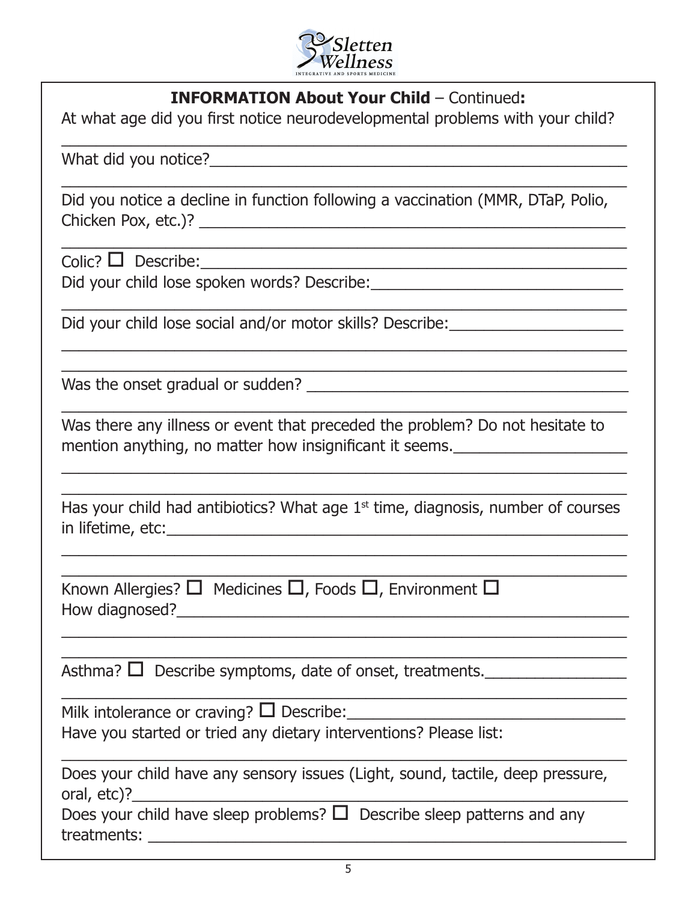**INFORMATION About Your Child** – Continued**:**

At what age did you first notice neurodevelopmental problems with your child?

______________________________________________________________

What did you notice?__________________________________________________

______________________________________________________________

Did you notice a decline in function following a vaccination (MMR, DTaP, Polio, Chicken Pox, etc.)? ________________________________________________

______________________________________________________________

Colic? ☐ Describe:____________________________________________________

Did your child lose spoken words? Describe:______________________________

______________________________________________________________

Did your child lose social and/or motor skills? Describe:____________________

______________________________________________________________

______________________________________________________________

Was the onset gradual or sudden? ______________________________________

______________________________________________________________

Was there any illness or event that preceded the problem? Do not hesitate to mention anything, no matter how insignificant it seems.____________________

______________________________________________________________

______________________________________________________________

Has your child had antibiotics? What age 1st time, diagnosis, number of courses in lifetime, etc:__________________________________________________________

______________________________________________________________

______________________________________________________________

Known Allergies? ☐ Medicines ☐, Foods ☐, Environment ☐

How diagnosed?_______________________________________________________

______________________________________________________________

______________________________________________________________

Asthma? ☐ Describe symptoms, date of onset, treatments.________________

______________________________________________________________

Milk intolerance or craving? ☐ Describe:________________________________

Have you started or tried any dietary interventions? Please list:

______________________________________________________________

Does your child have any sensory issues (Light, sound, tactile, deep pressure, oral, etc)?_____________________________________________________________

Does your child have sleep problems? ☐ Describe sleep patterns and any treatments: ___________________________________________________________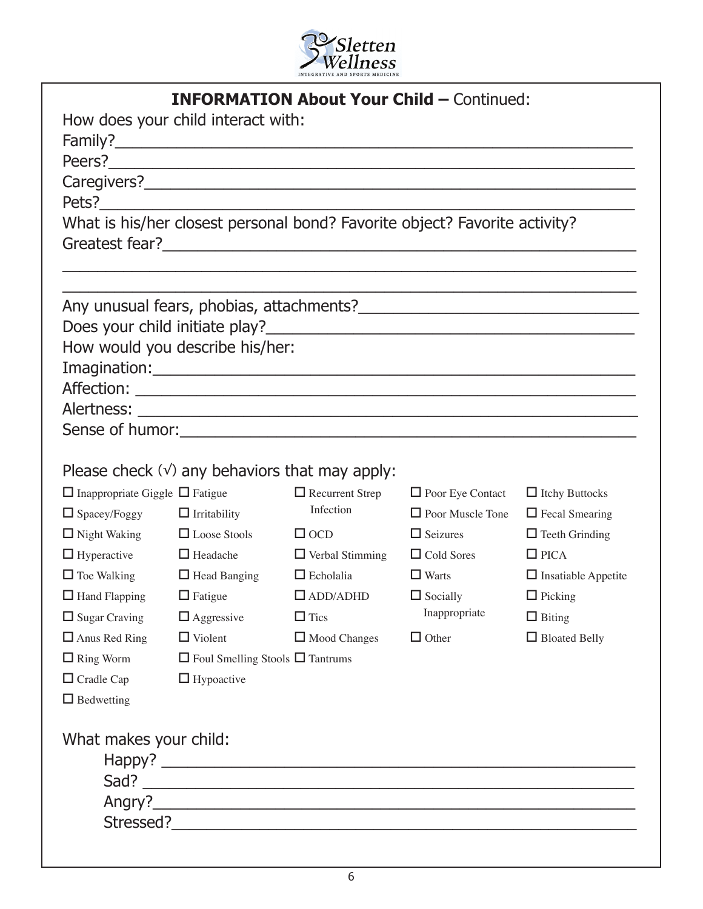Sletten Wellness
INTEGRATIVE AND SPORTS MEDICINE

## INFORMATION About Your Child – Continued:

How does your child interact with:

Family?\_\_\_\_\_\_\_\_\_\_\_\_\_\_\_\_\_\_\_\_\_\_\_\_\_\_\_\_\_\_\_\_\_\_\_\_\_\_\_\_\_\_\_\_\_\_\_\_\_\_\_\_

Peers?\_\_\_\_\_\_\_\_\_\_\_\_\_\_\_\_\_\_\_\_\_\_\_\_\_\_\_\_\_\_\_\_\_\_\_\_\_\_\_\_\_\_\_\_\_\_\_\_\_\_\_\_

Caregivers?\_\_\_\_\_\_\_\_\_\_\_\_\_\_\_\_\_\_\_\_\_\_\_\_\_\_\_\_\_\_\_\_\_\_\_\_\_\_\_\_\_\_\_\_\_\_\_\_

Pets?\_\_\_\_\_\_\_\_\_\_\_\_\_\_\_\_\_\_\_\_\_\_\_\_\_\_\_\_\_\_\_\_\_\_\_\_\_\_\_\_\_\_\_\_\_\_\_\_\_\_\_\_\_

What is his/her closest personal bond? Favorite object? Favorite activity?

Greatest fear?\_\_\_\_\_\_\_\_\_\_\_\_\_\_\_\_\_\_\_\_\_\_\_\_\_\_\_\_\_\_\_\_\_\_\_\_\_\_\_\_\_\_\_\_\_\_\_\_

\_\_\_\_\_\_\_\_\_\_\_\_\_\_\_\_\_\_\_\_\_\_\_\_\_\_\_\_\_\_\_\_\_\_\_\_\_\_\_\_\_\_\_\_\_\_\_\_\_\_\_\_\_\_\_\_\_\_

\_\_\_\_\_\_\_\_\_\_\_\_\_\_\_\_\_\_\_\_\_\_\_\_\_\_\_\_\_\_\_\_\_\_\_\_\_\_\_\_\_\_\_\_\_\_\_\_\_\_\_\_\_\_\_\_\_\_

Any unusual fears, phobias, attachments?\_\_\_\_\_\_\_\_\_\_\_\_\_\_\_\_\_\_\_\_\_\_\_\_\_\_\_\_\_\_\_

Does your child initiate play?\_\_\_\_\_\_\_\_\_\_\_\_\_\_\_\_\_\_\_\_\_\_\_\_\_\_\_\_\_\_\_\_\_\_\_\_\_\_

How would you describe his/her:

Imagination:\_\_\_\_\_\_\_\_\_\_\_\_\_\_\_\_\_\_\_\_\_\_\_\_\_\_\_\_\_\_\_\_\_\_\_\_\_\_\_\_\_\_\_\_\_\_\_\_\_\_

Affection: \_\_\_\_\_\_\_\_\_\_\_\_\_\_\_\_\_\_\_\_\_\_\_\_\_\_\_\_\_\_\_\_\_\_\_\_\_\_\_\_\_\_\_\_\_\_\_\_\_\_\_

Alertness: \_\_\_\_\_\_\_\_\_\_\_\_\_\_\_\_\_\_\_\_\_\_\_\_\_\_\_\_\_\_\_\_\_\_\_\_\_\_\_\_\_\_\_\_\_\_\_\_\_\_\_

Sense of humor:\_\_\_\_\_\_\_\_\_\_\_\_\_\_\_\_\_\_\_\_\_\_\_\_\_\_\_\_\_\_\_\_\_\_\_\_\_\_\_\_\_\_\_\_\_\_\_\_

Please check (√) any behaviors that may apply:

- ☐ Inappropriate Giggle
- ☐ Spacey/Foggy
- ☐ Night Waking
- ☐ Hyperactive
- ☐ Toe Walking
- ☐ Hand Flapping
- ☐ Sugar Craving
- ☐ Anus Red Ring
- ☐ Ring Worm
- ☐ Cradle Cap
- ☐ Bedwetting
- ☐ Fatigue
- ☐ Irritability
- ☐ Loose Stools
- ☐ Headache
- ☐ Head Banging
- ☐ Fatigue
- ☐ Aggressive
- ☐ Violent
- ☐ Foul Smelling Stools
- ☐ Hypoactive
- ☐ Recurrent Strep Infection
- ☐ OCD
- ☐ Verbal Stimming
- ☐ Echolalia
- ☐ ADD/ADHD
- ☐ Tics
- ☐ Mood Changes
- ☐ Tantrums
- ☐ Poor Eye Contact
- ☐ Poor Muscle Tone
- ☐ Seizures
- ☐ Cold Sores
- ☐ Warts
- ☐ Socially Inappropriate
- ☐ Other
- ☐ Itchy Buttocks
- ☐ Fecal Smearing
- ☐ Teeth Grinding
- ☐ PICA
- ☐ Insatiable Appetite
- ☐ Picking
- ☐ Biting
- ☐ Bloated Belly

What makes your child:

Happy? \_\_\_\_\_\_\_\_\_\_\_\_\_\_\_\_\_\_\_\_\_\_\_\_\_\_\_\_\_\_\_\_\_\_\_\_\_\_\_\_\_\_\_\_\_\_\_\_\_\_

Sad? \_\_\_\_\_\_\_\_\_\_\_\_\_\_\_\_\_\_\_\_\_\_\_\_\_\_\_\_\_\_\_\_\_\_\_\_\_\_\_\_\_\_\_\_\_\_\_\_\_\_\_\_

Angry?\_\_\_\_\_\_\_\_\_\_\_\_\_\_\_\_\_\_\_\_\_\_\_\_\_\_\_\_\_\_\_\_\_\_\_\_\_\_\_\_\_\_\_\_\_\_\_\_\_\_\_

Stressed?\_\_\_\_\_\_\_\_\_\_\_\_\_\_\_\_\_\_\_\_\_\_\_\_\_\_\_\_\_\_\_\_\_\_\_\_\_\_\_\_\_\_\_\_\_\_\_\_\_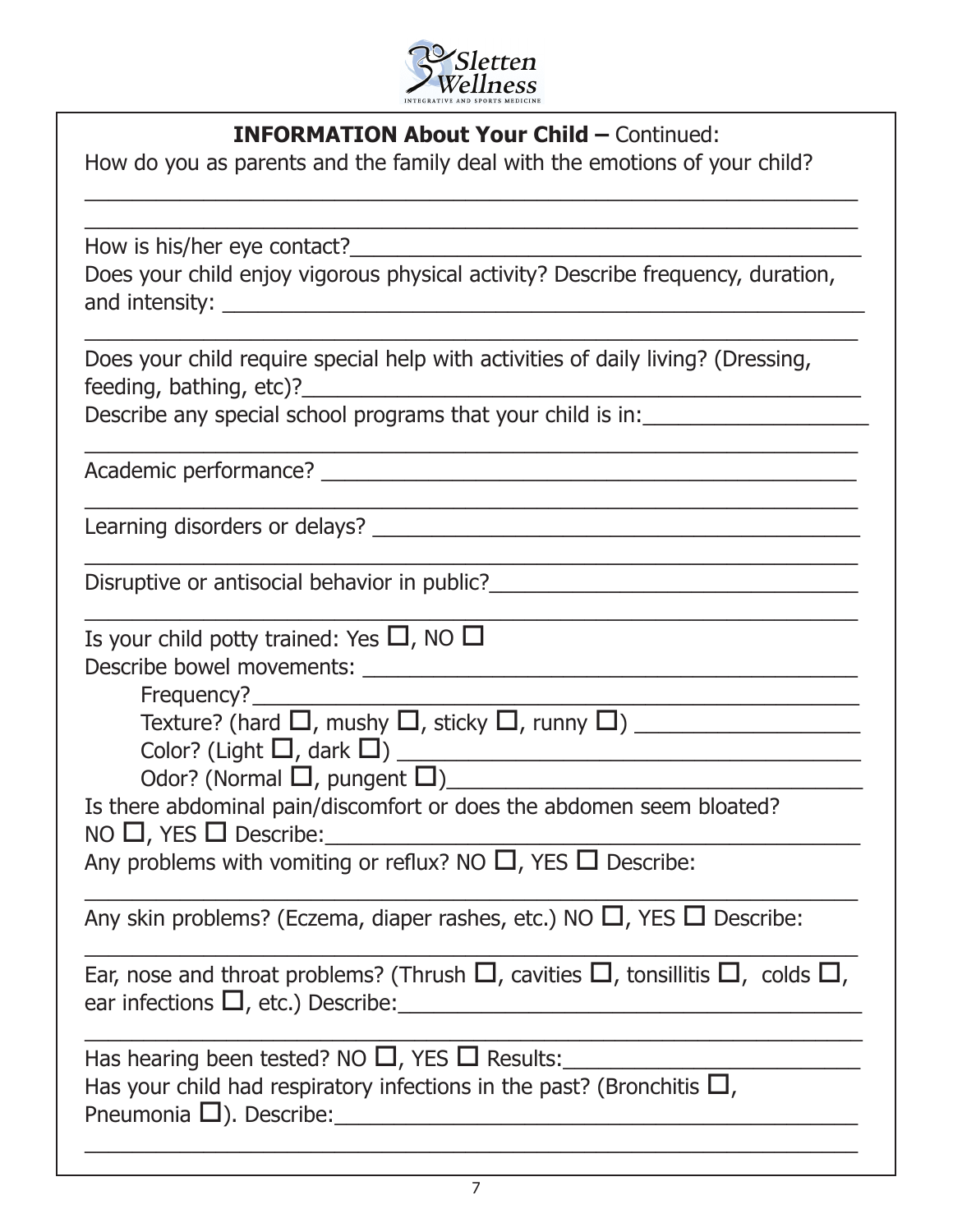**INFORMATION About Your Child –** Continued:

How do you as parents and the family deal with the emotions of your child?

______________________________________________________________

______________________________________________________________

How is his/her eye contact?______________________________________

Does your child enjoy vigorous physical activity? Describe frequency, duration, and intensity: ______________________________________________

______________________________________________________________

Does your child require special help with activities of daily living? (Dressing, feeding, bathing, etc)?_____________________________________________

Describe any special school programs that your child is in:_________________

______________________________________________________________

Academic performance? ___________________________________________

______________________________________________________________

Learning disorders or delays? ______________________________________

______________________________________________________________

Disruptive or antisocial behavior in public?_____________________________

______________________________________________________________

Is your child potty trained: Yes ☐, NO ☐

Describe bowel movements: ______________________________________

- Frequency?_______________________________________________
- Texture? (hard ☐, mushy ☐, sticky ☐, runny ☐) _________________
- Color? (Light ☐, dark ☐) ____________________________________
- Odor? (Normal ☐, pungent ☐)_________________________________

Is there abdominal pain/discomfort or does the abdomen seem bloated?
NO ☐, YES ☐ Describe:_________________________________________

Any problems with vomiting or reflux? NO ☐, YES ☐ Describe:

______________________________________________________________

Any skin problems? (Eczema, diaper rashes, etc.) NO ☐, YES ☐ Describe:

______________________________________________________________

Ear, nose and throat problems? (Thrush ☐, cavities ☐, tonsillitis ☐, colds ☐, ear infections ☐, etc.) Describe:______________________________________

______________________________________________________________

Has hearing been tested? NO ☐, YES ☐ Results:________________________

Has your child had respiratory infections in the past? (Bronchitis ☐, Pneumonia ☐). Describe:__________________________________________

______________________________________________________________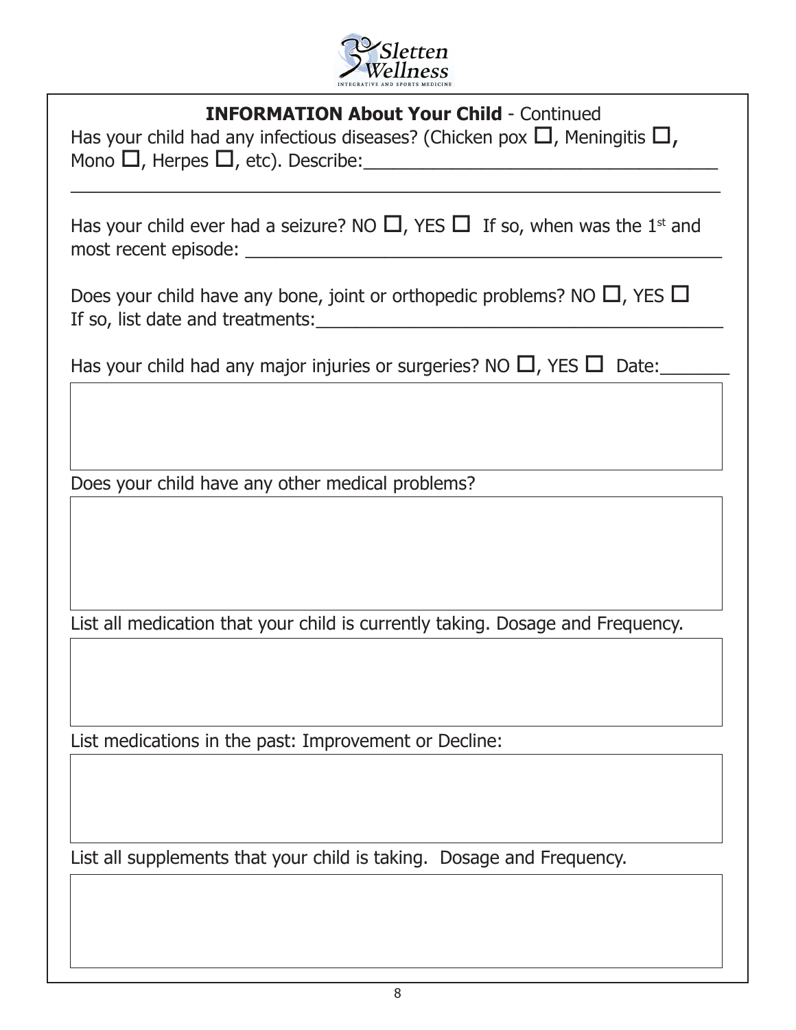## **INFORMATION About Your Child** - Continued

Has your child had any infectious diseases? (Chicken pox ☐, Meningitis ☐, Mono ☐, Herpes ☐, etc). Describe:\_\_\_\_\_\_\_\_\_\_\_\_\_\_\_\_\_\_\_\_\_\_\_\_\_\_\_\_\_\_\_\_\_\_\_\_

\_\_\_\_\_\_\_\_\_\_\_\_\_\_\_\_\_\_\_\_\_\_\_\_\_\_\_\_\_\_\_\_\_\_\_\_\_\_\_\_\_\_\_\_\_\_\_\_\_\_\_\_\_\_\_\_\_\_\_\_\_\_

Has your child ever had a seizure? NO ☐, YES ☐ If so, when was the 1st and most recent episode: \_\_\_\_\_\_\_\_\_\_\_\_\_\_\_\_\_\_\_\_\_\_\_\_\_\_\_\_\_\_\_\_\_\_\_\_\_\_\_\_\_\_\_\_\_\_\_\_

Does your child have any bone, joint or orthopedic problems? NO ☐, YES ☐
If so, list date and treatments:\_\_\_\_\_\_\_\_\_\_\_\_\_\_\_\_\_\_\_\_\_\_\_\_\_\_\_\_\_\_\_\_\_\_\_\_\_\_\_\_\_\_

Has your child had any major injuries or surgeries? NO ☐, YES ☐ Date:\_\_\_\_\_\_\_

Does your child have any other medical problems?

List all medication that your child is currently taking. Dosage and Frequency.

List medications in the past: Improvement or Decline:

List all supplements that your child is taking. Dosage and Frequency.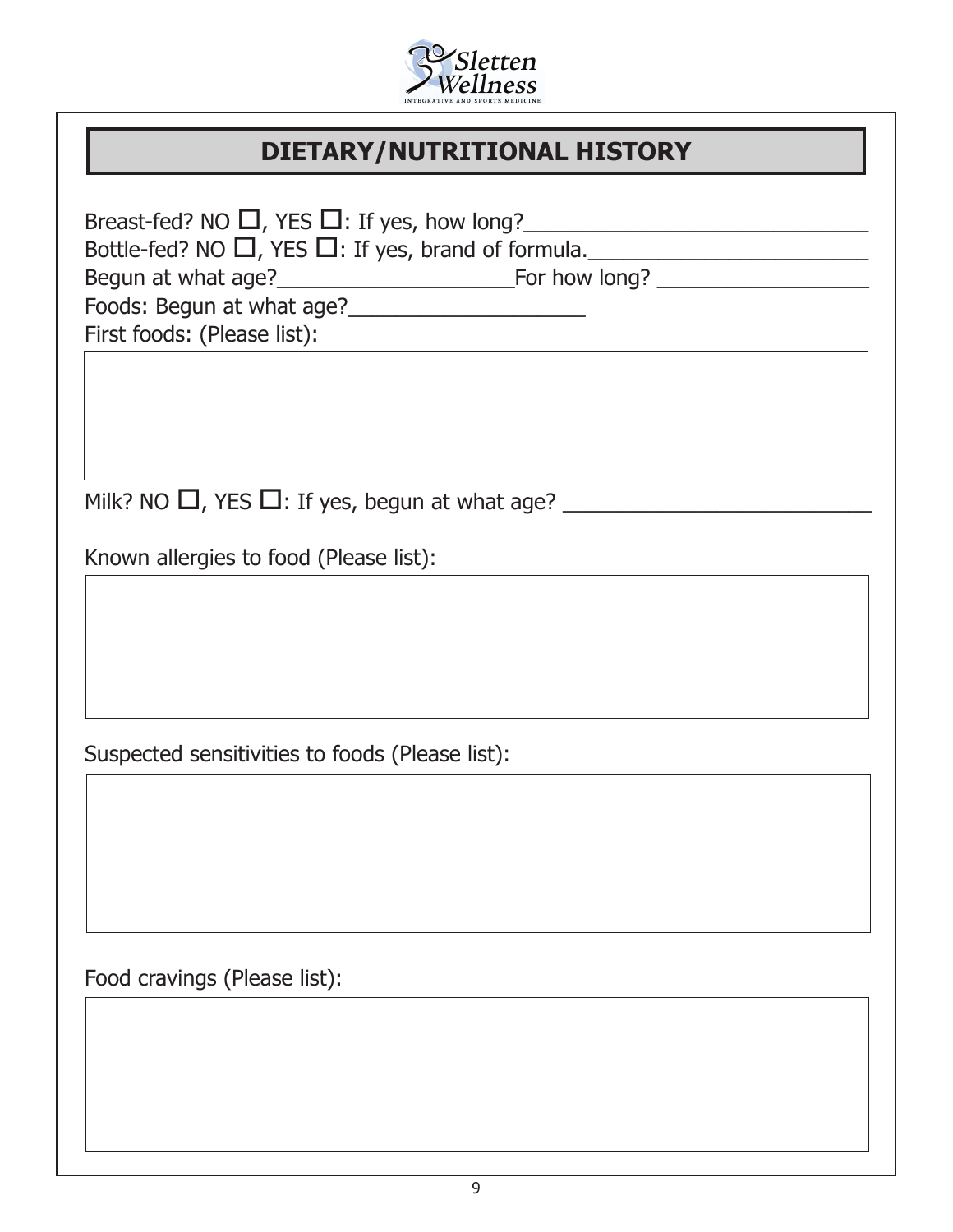## DIETARY/NUTRITIONAL HISTORY

Breast-fed? NO ☐, YES ☐: If yes, how long?_____________________________

Bottle-fed? NO ☐, YES ☐: If yes, brand of formula.________________________

Begun at what age?____________________For how long? __________________

Foods: Begun at what age?____________________

First foods: (Please list):

Milk? NO ☐, YES ☐: If yes, begun at what age? __________________________

Known allergies to food (Please list):

Suspected sensitivities to foods (Please list):

Food cravings (Please list):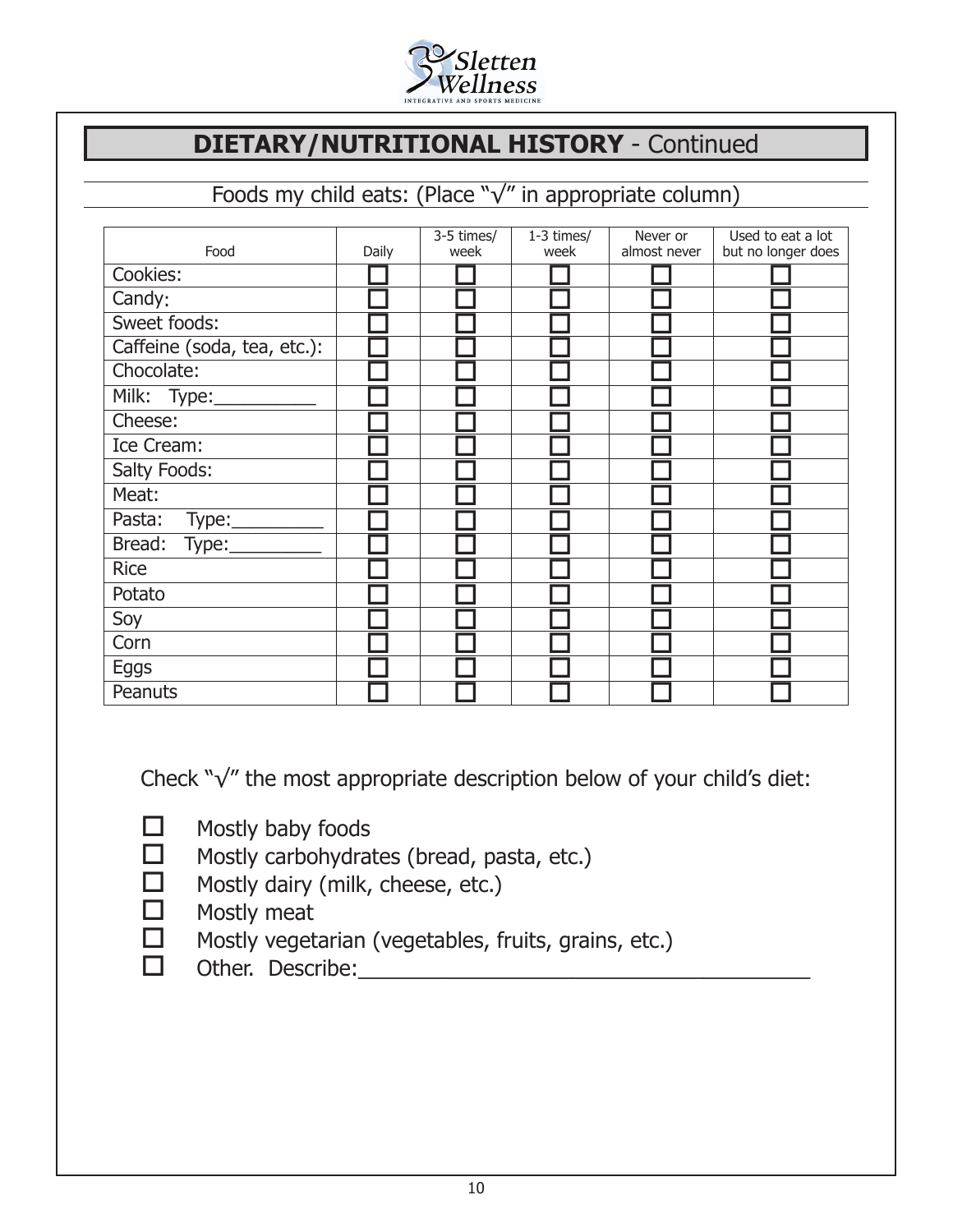## DIETARY/NUTRITIONAL HISTORY - Continued

Foods my child eats: (Place "√" in appropriate column)

| Food | Daily | 3-5 times/ week | 1-3 times/ week | Never or almost never | Used to eat a lot but no longer does |
|---|---|---|---|---|---|
| Cookies: | ☐ | ☐ | ☐ | ☐ | ☐ |
| Candy: | ☐ | ☐ | ☐ | ☐ | ☐ |
| Sweet foods: | ☐ | ☐ | ☐ | ☐ | ☐ |
| Caffeine (soda, tea, etc.): | ☐ | ☐ | ☐ | ☐ | ☐ |
| Chocolate: | ☐ | ☐ | ☐ | ☐ | ☐ |
| Milk: Type:__________ | ☐ | ☐ | ☐ | ☐ | ☐ |
| Cheese: | ☐ | ☐ | ☐ | ☐ | ☐ |
| Ice Cream: | ☐ | ☐ | ☐ | ☐ | ☐ |
| Salty Foods: | ☐ | ☐ | ☐ | ☐ | ☐ |
| Meat: | ☐ | ☐ | ☐ | ☐ | ☐ |
| Pasta: Type:_________ | ☐ | ☐ | ☐ | ☐ | ☐ |
| Bread: Type:_________ | ☐ | ☐ | ☐ | ☐ | ☐ |
| Rice | ☐ | ☐ | ☐ | ☐ | ☐ |
| Potato | ☐ | ☐ | ☐ | ☐ | ☐ |
| Soy | ☐ | ☐ | ☐ | ☐ | ☐ |
| Corn | ☐ | ☐ | ☐ | ☐ | ☐ |
| Eggs | ☐ | ☐ | ☐ | ☐ | ☐ |
| Peanuts | ☐ | ☐ | ☐ | ☐ | ☐ |

Check "√" the most appropriate description below of your child's diet:

- ☐ Mostly baby foods
- ☐ Mostly carbohydrates (bread, pasta, etc.)
- ☐ Mostly dairy (milk, cheese, etc.)
- ☐ Mostly meat
- ☐ Mostly vegetarian (vegetables, fruits, grains, etc.)
- ☐ Other. Describe:_______________________________________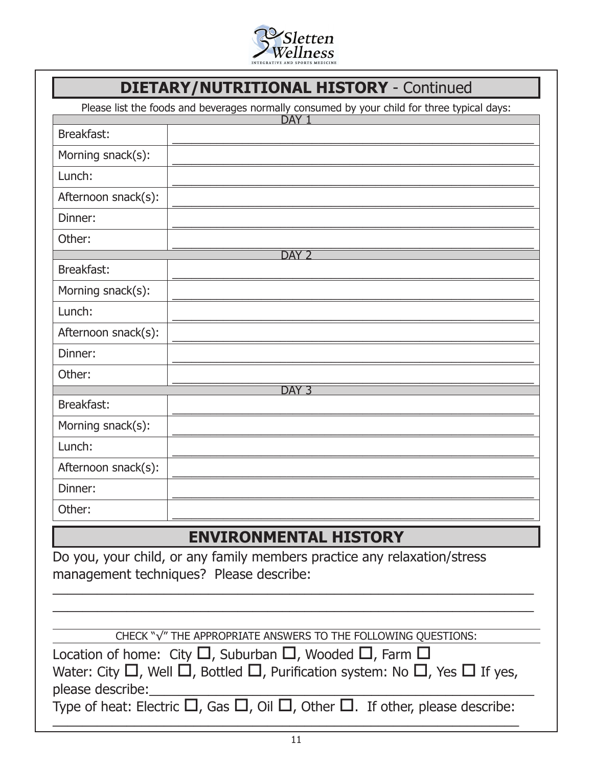## DIETARY/NUTRITIONAL HISTORY - Continued

Please list the foods and beverages normally consumed by your child for three typical days:

| DAY 1 | |
|---|---|
| Breakfast: | ________________________ |
| Morning snack(s): | ________________________ |
| Lunch: | ________________________ |
| Afternoon snack(s): | ________________________ |
| Dinner: | ________________________ |
| Other: | ________________________ |
| **DAY 2** | |
| Breakfast: | ________________________ |
| Morning snack(s): | ________________________ |
| Lunch: | ________________________ |
| Afternoon snack(s): | ________________________ |
| Dinner: | ________________________ |
| Other: | ________________________ |
| **DAY 3** | |
| Breakfast: | ________________________ |
| Morning snack(s): | ________________________ |
| Lunch: | ________________________ |
| Afternoon snack(s): | ________________________ |
| Dinner: | ________________________ |
| Other: | ________________________ |

## ENVIRONMENTAL HISTORY

Do you, your child, or any family members practice any relaxation/stress management techniques? Please describe:

________________________________________________________________

________________________________________________________________

CHECK "√" THE APPROPRIATE ANSWERS TO THE FOLLOWING QUESTIONS:

Location of home: City ☐, Suburban ☐, Wooded ☐, Farm ☐

Water: City ☐, Well ☐, Bottled ☐, Purification system: No ☐, Yes ☐ If yes, please describe:________________________________

Type of heat: Electric ☐, Gas ☐, Oil ☐, Other ☐. If other, please describe:

________________________________________________________________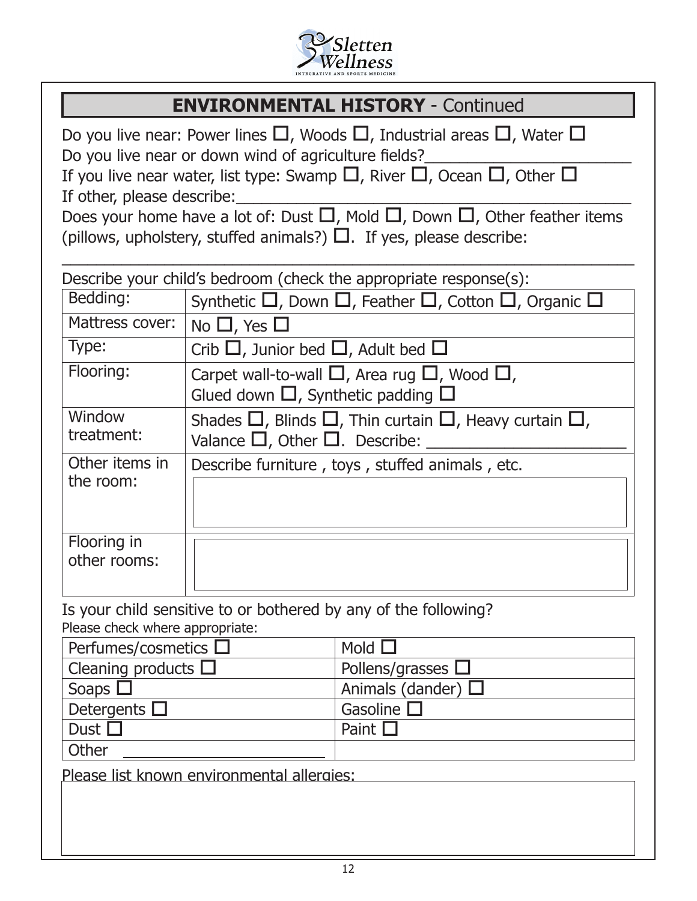## ENVIRONMENTAL HISTORY - Continued

Do you live near: Power lines ☐, Woods ☐, Industrial areas ☐, Water ☐

Do you live near or down wind of agriculture fields?______________________

If you live near water, list type: Swamp ☐, River ☐, Ocean ☐, Other ☐

If other, please describe:____________________________________________

Does your home have a lot of: Dust ☐, Mold ☐, Down ☐, Other feather items (pillows, upholstery, stuffed animals?) ☐. If yes, please describe:

______________________________________________________________

Describe your child's bedroom (check the appropriate response(s):

| | |
|---|---|
| Bedding: | Synthetic ☐, Down ☐, Feather ☐, Cotton ☐, Organic ☐ |
| Mattress cover: | No ☐, Yes ☐ |
| Type: | Crib ☐, Junior bed ☐, Adult bed ☐ |
| Flooring: | Carpet wall-to-wall ☐, Area rug ☐, Wood ☐, Glued down ☐, Synthetic padding ☐ |
| Window treatment: | Shades ☐, Blinds ☐, Thin curtain ☐, Heavy curtain ☐, Valance ☐, Other ☐. Describe: ______________________ |
| Other items in the room: | Describe furniture , toys , stuffed animals , etc. |
| Flooring in other rooms: | |

Is your child sensitive to or bothered by any of the following?
Please check where appropriate:

| | |
|---|---|
| Perfumes/cosmetics ☐ | Mold ☐ |
| Cleaning products ☐ | Pollens/grasses ☐ |
| Soaps ☐ | Animals (dander) ☐ |
| Detergents ☐ | Gasoline ☐ |
| Dust ☐ | Paint ☐ |
| Other ______________________ | |

Please list known environmental allergies: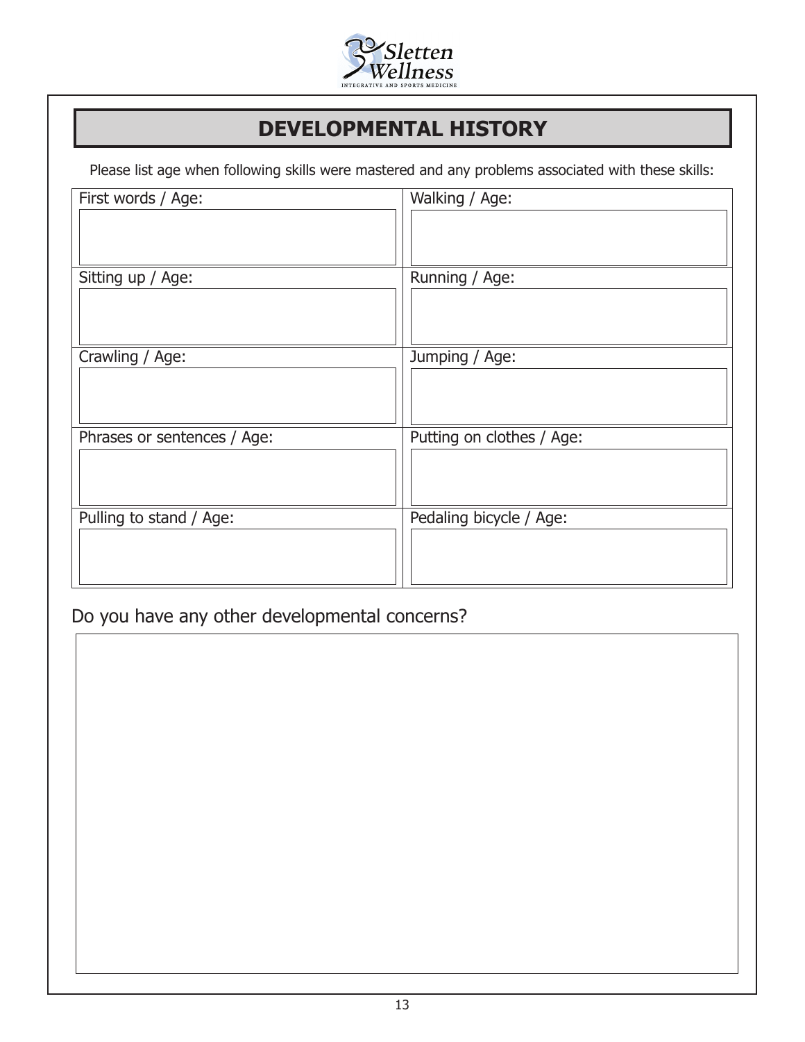# DEVELOPMENTAL HISTORY

Please list age when following skills were mastered and any problems associated with these skills:

| | |
|---|---|
| First words / Age: | Walking / Age: |
| Sitting up / Age: | Running / Age: |
| Crawling / Age: | Jumping / Age: |
| Phrases or sentences / Age: | Putting on clothes / Age: |
| Pulling to stand / Age: | Pedaling bicycle / Age: |

Do you have any other developmental concerns?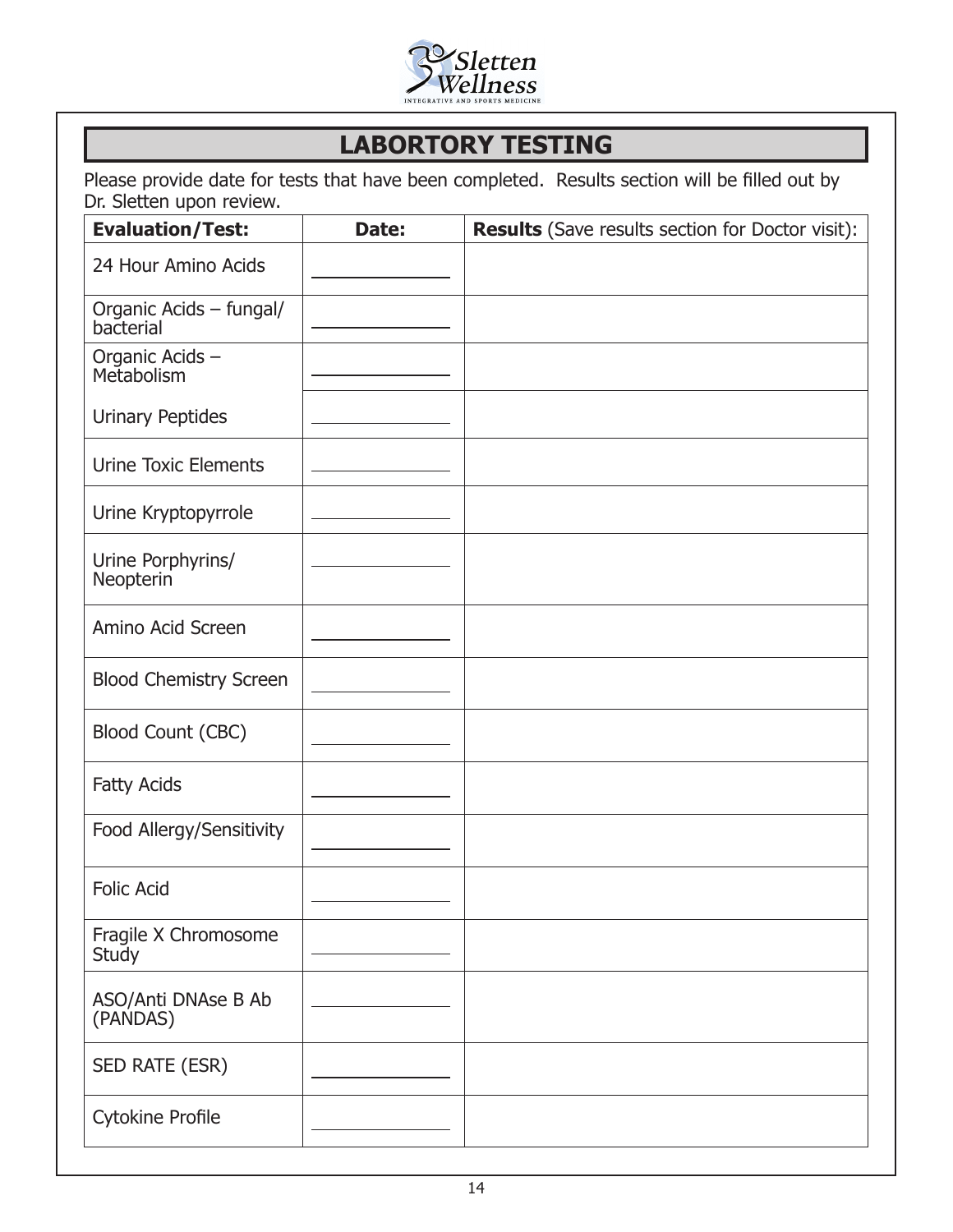## LABORTORY TESTING

Please provide date for tests that have been completed. Results section will be filled out by Dr. Sletten upon review.

| **Evaluation/Test:** | **Date:** | **Results** (Save results section for Doctor visit): |
|---|---|---|
| 24 Hour Amino Acids | | |
| Organic Acids – fungal/ bacterial | | |
| Organic Acids – Metabolism | | |
| Urinary Peptides | | |
| Urine Toxic Elements | | |
| Urine Kryptopyrrole | | |
| Urine Porphyrins/ Neopterin | | |
| Amino Acid Screen | | |
| Blood Chemistry Screen | | |
| Blood Count (CBC) | | |
| Fatty Acids | | |
| Food Allergy/Sensitivity | | |
| Folic Acid | | |
| Fragile X Chromosome Study | | |
| ASO/Anti DNAse B Ab (PANDAS) | | |
| SED RATE (ESR) | | |
| Cytokine Profile | | |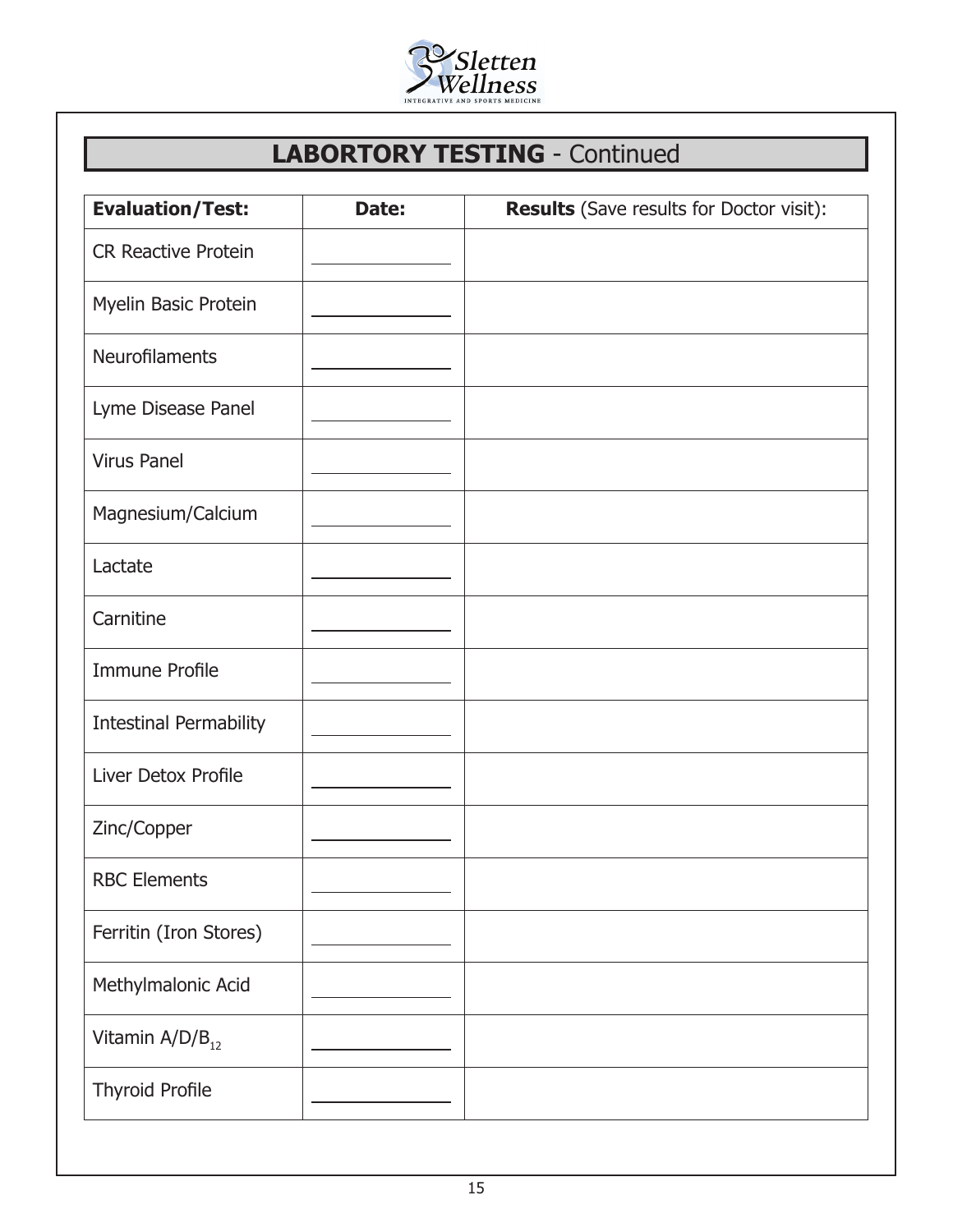## **LABORTORY TESTING** - Continued

| **Evaluation/Test:** | **Date:** | **Results** (Save results for Doctor visit): |
|---|---|---|
| CR Reactive Protein | | |
| Myelin Basic Protein | | |
| Neurofilaments | | |
| Lyme Disease Panel | | |
| Virus Panel | | |
| Magnesium/Calcium | | |
| Lactate | | |
| Carnitine | | |
| Immune Profile | | |
| Intestinal Permability | | |
| Liver Detox Profile | | |
| Zinc/Copper | | |
| RBC Elements | | |
| Ferritin (Iron Stores) | | |
| Methylmalonic Acid | | |
| Vitamin A/D/$B_{12}$ | | |
| Thyroid Profile | | |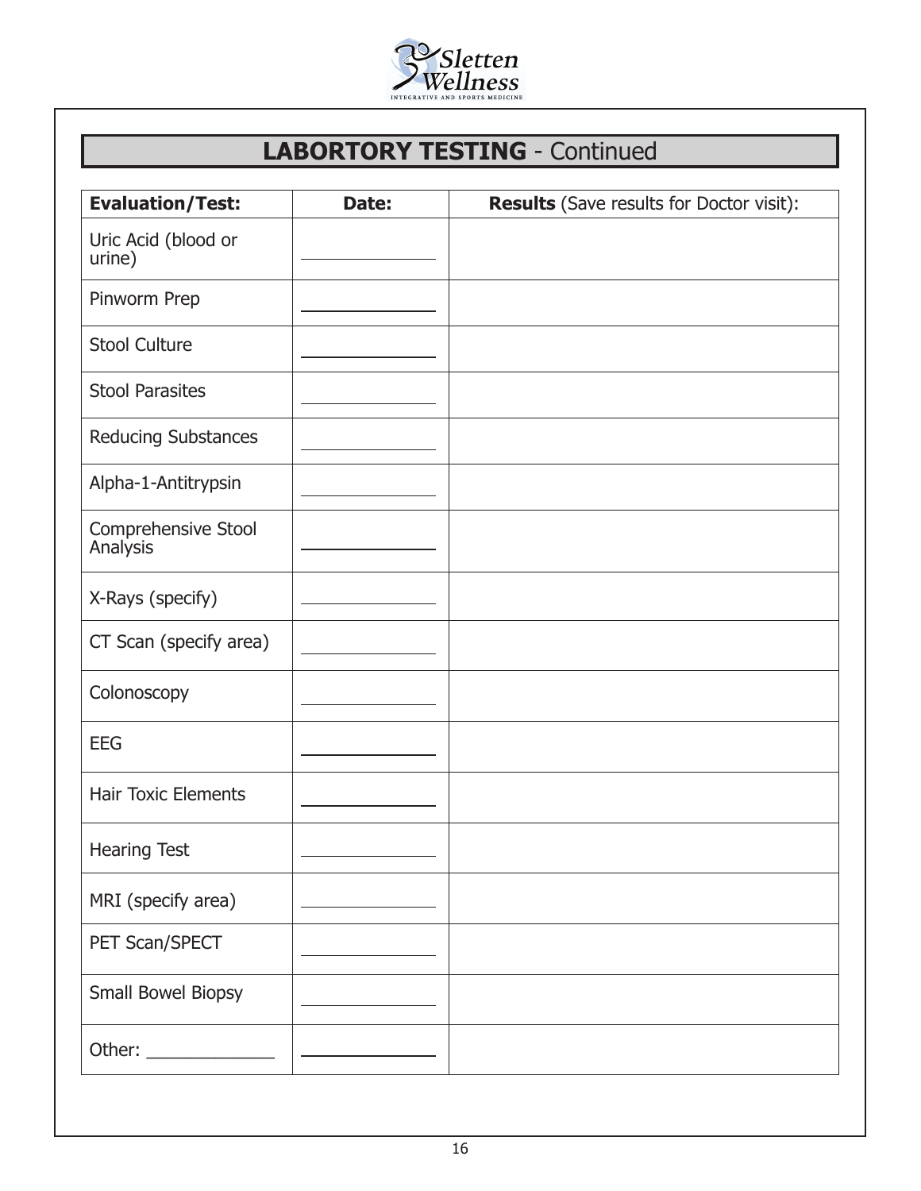Sletten Wellness
INTEGRATIVE AND SPORTS MEDICINE

## **LABORTORY TESTING** - Continued

| **Evaluation/Test:** | **Date:** | **Results** (Save results for Doctor visit): |
|---|---|---|
| Uric Acid (blood or urine) | ______________ | |
| Pinworm Prep | ______________ | |
| Stool Culture | ______________ | |
| Stool Parasites | ______________ | |
| Reducing Substances | ______________ | |
| Alpha-1-Antitrypsin | ______________ | |
| Comprehensive Stool Analysis | ______________ | |
| X-Rays (specify) | ______________ | |
| CT Scan (specify area) | ______________ | |
| Colonoscopy | ______________ | |
| EEG | ______________ | |
| Hair Toxic Elements | ______________ | |
| Hearing Test | ______________ | |
| MRI (specify area) | ______________ | |
| PET Scan/SPECT | ______________ | |
| Small Bowel Biopsy | ______________ | |
| Other: _____________ | ______________ | |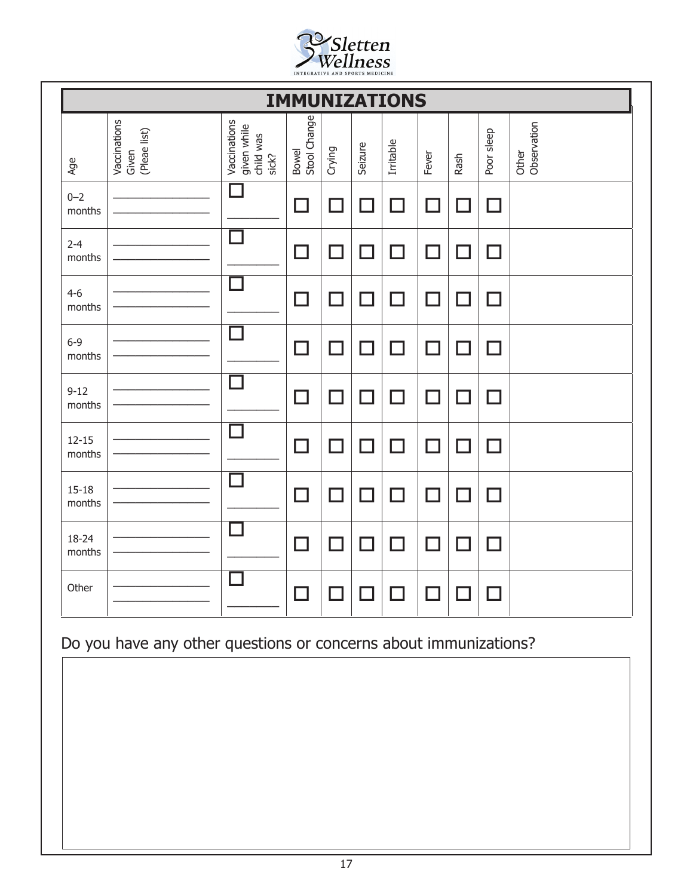Sletten Wellness
INTEGRATIVE AND SPORTS MEDICINE

## IMMUNIZATIONS

| Age | Vaccinations Given (Pleae list) | Vaccinations given while child was sick? | Bowel Stool Change | Crying | Seizure | Irritable | Fever | Rash | Poor sleep | Other Observation |
|---|---|---|---|---|---|---|---|---|---|---|
| 0–2 months | ______ ______ | ☐ ______ | ☐ | ☐ | ☐ | ☐ | ☐ | ☐ | ☐ | |
| 2-4 months | ______ ______ | ☐ ______ | ☐ | ☐ | ☐ | ☐ | ☐ | ☐ | ☐ | |
| 4-6 months | ______ ______ | ☐ ______ | ☐ | ☐ | ☐ | ☐ | ☐ | ☐ | ☐ | |
| 6-9 months | ______ ______ | ☐ ______ | ☐ | ☐ | ☐ | ☐ | ☐ | ☐ | ☐ | |
| 9-12 months | ______ ______ | ☐ ______ | ☐ | ☐ | ☐ | ☐ | ☐ | ☐ | ☐ | |
| 12-15 months | ______ ______ | ☐ ______ | ☐ | ☐ | ☐ | ☐ | ☐ | ☐ | ☐ | |
| 15-18 months | ______ ______ | ☐ ______ | ☐ | ☐ | ☐ | ☐ | ☐ | ☐ | ☐ | |
| 18-24 months | ______ ______ | ☐ ______ | ☐ | ☐ | ☐ | ☐ | ☐ | ☐ | ☐ | |
| Other | ______ ______ | ☐ ______ | ☐ | ☐ | ☐ | ☐ | ☐ | ☐ | ☐ | |

Do you have any other questions or concerns about immunizations?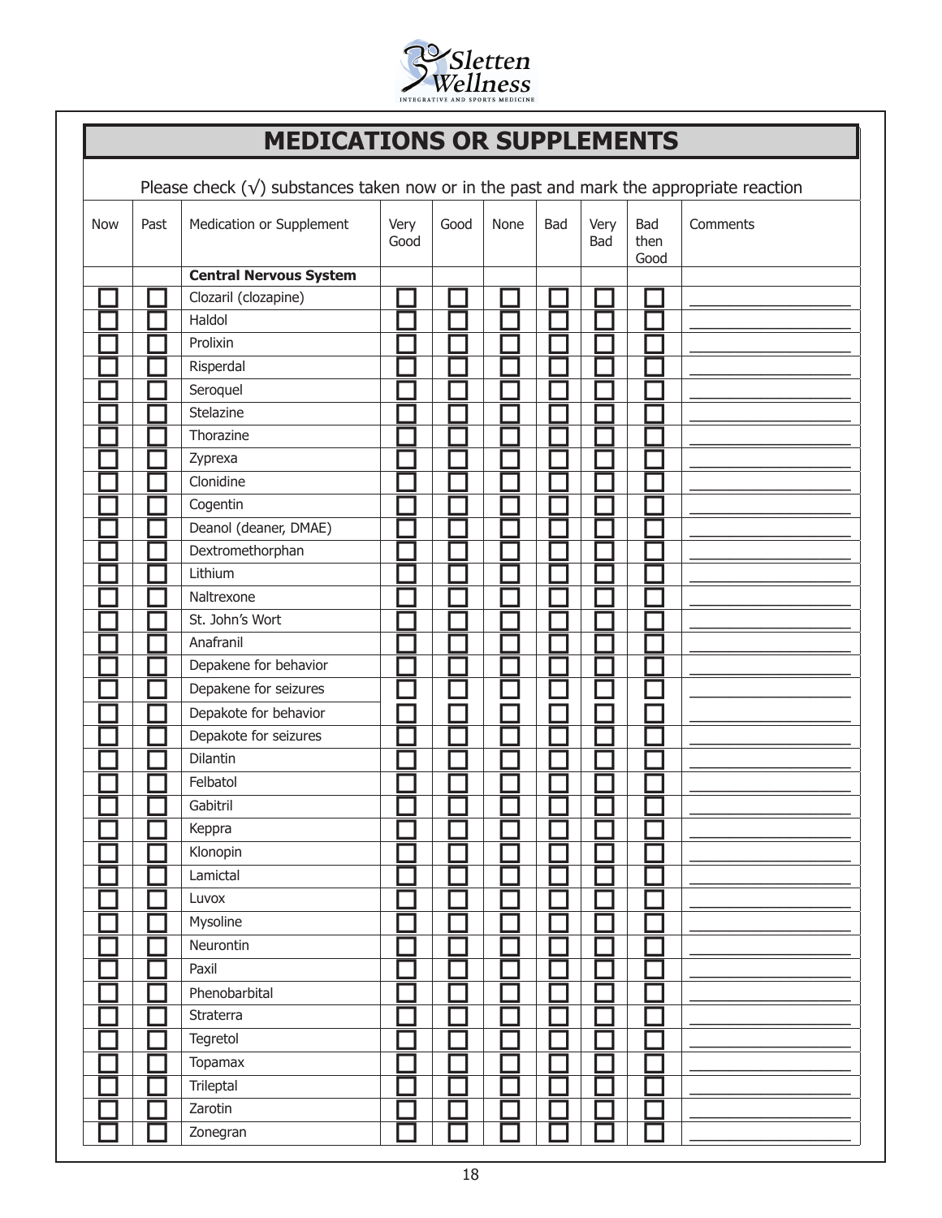Sletten Wellness
INTEGRATIVE AND SPORTS MEDICINE

## MEDICATIONS OR SUPPLEMENTS

Please check (√) substances taken now or in the past and mark the appropriate reaction

| Now | Past | Medication or Supplement | Very Good | Good | None | Bad | Very Bad | Bad then Good | Comments |
|---|---|---|---|---|---|---|---|---|---|
| | | **Central Nervous System** | | | | | | | |
| ☐ | ☐ | Clozaril (clozapine) | ☐ | ☐ | ☐ | ☐ | ☐ | ☐ | ________ |
| ☐ | ☐ | Haldol | ☐ | ☐ | ☐ | ☐ | ☐ | ☐ | ________ |
| ☐ | ☐ | Prolixin | ☐ | ☐ | ☐ | ☐ | ☐ | ☐ | ________ |
| ☐ | ☐ | Risperdal | ☐ | ☐ | ☐ | ☐ | ☐ | ☐ | ________ |
| ☐ | ☐ | Seroquel | ☐ | ☐ | ☐ | ☐ | ☐ | ☐ | ________ |
| ☐ | ☐ | Stelazine | ☐ | ☐ | ☐ | ☐ | ☐ | ☐ | ________ |
| ☐ | ☐ | Thorazine | ☐ | ☐ | ☐ | ☐ | ☐ | ☐ | ________ |
| ☐ | ☐ | Zyprexa | ☐ | ☐ | ☐ | ☐ | ☐ | ☐ | ________ |
| ☐ | ☐ | Clonidine | ☐ | ☐ | ☐ | ☐ | ☐ | ☐ | ________ |
| ☐ | ☐ | Cogentin | ☐ | ☐ | ☐ | ☐ | ☐ | ☐ | ________ |
| ☐ | ☐ | Deanol (deaner, DMAE) | ☐ | ☐ | ☐ | ☐ | ☐ | ☐ | ________ |
| ☐ | ☐ | Dextromethorphan | ☐ | ☐ | ☐ | ☐ | ☐ | ☐ | ________ |
| ☐ | ☐ | Lithium | ☐ | ☐ | ☐ | ☐ | ☐ | ☐ | ________ |
| ☐ | ☐ | Naltrexone | ☐ | ☐ | ☐ | ☐ | ☐ | ☐ | ________ |
| ☐ | ☐ | St. John's Wort | ☐ | ☐ | ☐ | ☐ | ☐ | ☐ | ________ |
| ☐ | ☐ | Anafranil | ☐ | ☐ | ☐ | ☐ | ☐ | ☐ | ________ |
| ☐ | ☐ | Depakene for behavior | ☐ | ☐ | ☐ | ☐ | ☐ | ☐ | ________ |
| ☐ | ☐ | Depakene for seizures | ☐ | ☐ | ☐ | ☐ | ☐ | ☐ | ________ |
| ☐ | ☐ | Depakote for behavior | ☐ | ☐ | ☐ | ☐ | ☐ | ☐ | ________ |
| ☐ | ☐ | Depakote for seizures | ☐ | ☐ | ☐ | ☐ | ☐ | ☐ | ________ |
| ☐ | ☐ | Dilantin | ☐ | ☐ | ☐ | ☐ | ☐ | ☐ | ________ |
| ☐ | ☐ | Felbatol | ☐ | ☐ | ☐ | ☐ | ☐ | ☐ | ________ |
| ☐ | ☐ | Gabitril | ☐ | ☐ | ☐ | ☐ | ☐ | ☐ | ________ |
| ☐ | ☐ | Keppra | ☐ | ☐ | ☐ | ☐ | ☐ | ☐ | ________ |
| ☐ | ☐ | Klonopin | ☐ | ☐ | ☐ | ☐ | ☐ | ☐ | ________ |
| ☐ | ☐ | Lamictal | ☐ | ☐ | ☐ | ☐ | ☐ | ☐ | ________ |
| ☐ | ☐ | Luvox | ☐ | ☐ | ☐ | ☐ | ☐ | ☐ | ________ |
| ☐ | ☐ | Mysoline | ☐ | ☐ | ☐ | ☐ | ☐ | ☐ | ________ |
| ☐ | ☐ | Neurontin | ☐ | ☐ | ☐ | ☐ | ☐ | ☐ | ________ |
| ☐ | ☐ | Paxil | ☐ | ☐ | ☐ | ☐ | ☐ | ☐ | ________ |
| ☐ | ☐ | Phenobarbital | ☐ | ☐ | ☐ | ☐ | ☐ | ☐ | ________ |
| ☐ | ☐ | Straterra | ☐ | ☐ | ☐ | ☐ | ☐ | ☐ | ________ |
| ☐ | ☐ | Tegretol | ☐ | ☐ | ☐ | ☐ | ☐ | ☐ | ________ |
| ☐ | ☐ | Topamax | ☐ | ☐ | ☐ | ☐ | ☐ | ☐ | ________ |
| ☐ | ☐ | Trileptal | ☐ | ☐ | ☐ | ☐ | ☐ | ☐ | ________ |
| ☐ | ☐ | Zarotin | ☐ | ☐ | ☐ | ☐ | ☐ | ☐ | ________ |
| ☐ | ☐ | Zonegran | ☐ | ☐ | ☐ | ☐ | ☐ | ☐ | ________ |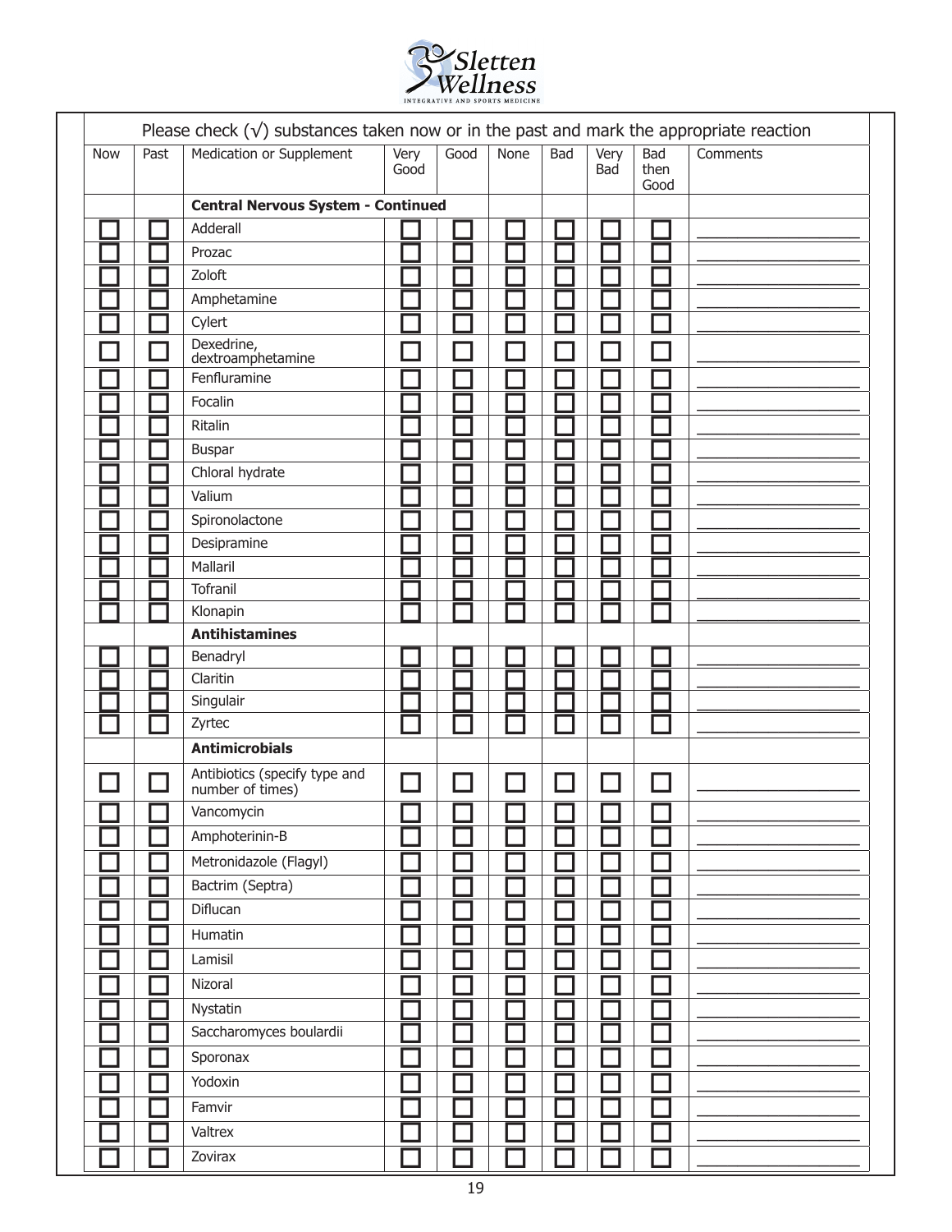Please check (√) substances taken now or in the past and mark the appropriate reaction

| Now | Past | Medication or Supplement | Very Good | Good | None | Bad | Very Bad | Bad then Good | Comments |
|---|---|---|---|---|---|---|---|---|---|
| | | **Central Nervous System - Continued** | | | | | | | |
| ☐ | ☐ | Adderall | ☐ | ☐ | ☐ | ☐ | ☐ | ☐ | ________ |
| ☐ | ☐ | Prozac | ☐ | ☐ | ☐ | ☐ | ☐ | ☐ | ________ |
| ☐ | ☐ | Zoloft | ☐ | ☐ | ☐ | ☐ | ☐ | ☐ | ________ |
| ☐ | ☐ | Amphetamine | ☐ | ☐ | ☐ | ☐ | ☐ | ☐ | ________ |
| ☐ | ☐ | Cylert | ☐ | ☐ | ☐ | ☐ | ☐ | ☐ | ________ |
| ☐ | ☐ | Dexedrine, dextroamphetamine | ☐ | ☐ | ☐ | ☐ | ☐ | ☐ | ________ |
| ☐ | ☐ | Fenfluramine | ☐ | ☐ | ☐ | ☐ | ☐ | ☐ | ________ |
| ☐ | ☐ | Focalin | ☐ | ☐ | ☐ | ☐ | ☐ | ☐ | ________ |
| ☐ | ☐ | Ritalin | ☐ | ☐ | ☐ | ☐ | ☐ | ☐ | ________ |
| ☐ | ☐ | Buspar | ☐ | ☐ | ☐ | ☐ | ☐ | ☐ | ________ |
| ☐ | ☐ | Chloral hydrate | ☐ | ☐ | ☐ | ☐ | ☐ | ☐ | ________ |
| ☐ | ☐ | Valium | ☐ | ☐ | ☐ | ☐ | ☐ | ☐ | ________ |
| ☐ | ☐ | Spironolactone | ☐ | ☐ | ☐ | ☐ | ☐ | ☐ | ________ |
| ☐ | ☐ | Desipramine | ☐ | ☐ | ☐ | ☐ | ☐ | ☐ | ________ |
| ☐ | ☐ | Mallaril | ☐ | ☐ | ☐ | ☐ | ☐ | ☐ | ________ |
| ☐ | ☐ | Tofranil | ☐ | ☐ | ☐ | ☐ | ☐ | ☐ | ________ |
| ☐ | ☐ | Klonapin | ☐ | ☐ | ☐ | ☐ | ☐ | ☐ | ________ |
| | | **Antihistamines** | | | | | | | |
| ☐ | ☐ | Benadryl | ☐ | ☐ | ☐ | ☐ | ☐ | ☐ | ________ |
| ☐ | ☐ | Claritin | ☐ | ☐ | ☐ | ☐ | ☐ | ☐ | ________ |
| ☐ | ☐ | Singulair | ☐ | ☐ | ☐ | ☐ | ☐ | ☐ | ________ |
| ☐ | ☐ | Zyrtec | ☐ | ☐ | ☐ | ☐ | ☐ | ☐ | ________ |
| | | **Antimicrobials** | | | | | | | |
| ☐ | ☐ | Antibiotics (specify type and number of times) | ☐ | ☐ | ☐ | ☐ | ☐ | ☐ | ________ |
| ☐ | ☐ | Vancomycin | ☐ | ☐ | ☐ | ☐ | ☐ | ☐ | ________ |
| ☐ | ☐ | Amphoterinin-B | ☐ | ☐ | ☐ | ☐ | ☐ | ☐ | ________ |
| ☐ | ☐ | Metronidazole (Flagyl) | ☐ | ☐ | ☐ | ☐ | ☐ | ☐ | ________ |
| ☐ | ☐ | Bactrim (Septra) | ☐ | ☐ | ☐ | ☐ | ☐ | ☐ | ________ |
| ☐ | ☐ | Diflucan | ☐ | ☐ | ☐ | ☐ | ☐ | ☐ | ________ |
| ☐ | ☐ | Humatin | ☐ | ☐ | ☐ | ☐ | ☐ | ☐ | ________ |
| ☐ | ☐ | Lamisil | ☐ | ☐ | ☐ | ☐ | ☐ | ☐ | ________ |
| ☐ | ☐ | Nizoral | ☐ | ☐ | ☐ | ☐ | ☐ | ☐ | ________ |
| ☐ | ☐ | Nystatin | ☐ | ☐ | ☐ | ☐ | ☐ | ☐ | ________ |
| ☐ | ☐ | Saccharomyces boulardii | ☐ | ☐ | ☐ | ☐ | ☐ | ☐ | ________ |
| ☐ | ☐ | Sporonax | ☐ | ☐ | ☐ | ☐ | ☐ | ☐ | ________ |
| ☐ | ☐ | Yodoxin | ☐ | ☐ | ☐ | ☐ | ☐ | ☐ | ________ |
| ☐ | ☐ | Famvir | ☐ | ☐ | ☐ | ☐ | ☐ | ☐ | ________ |
| ☐ | ☐ | Valtrex | ☐ | ☐ | ☐ | ☐ | ☐ | ☐ | ________ |
| ☐ | ☐ | Zovirax | ☐ | ☐ | ☐ | ☐ | ☐ | ☐ | ________ |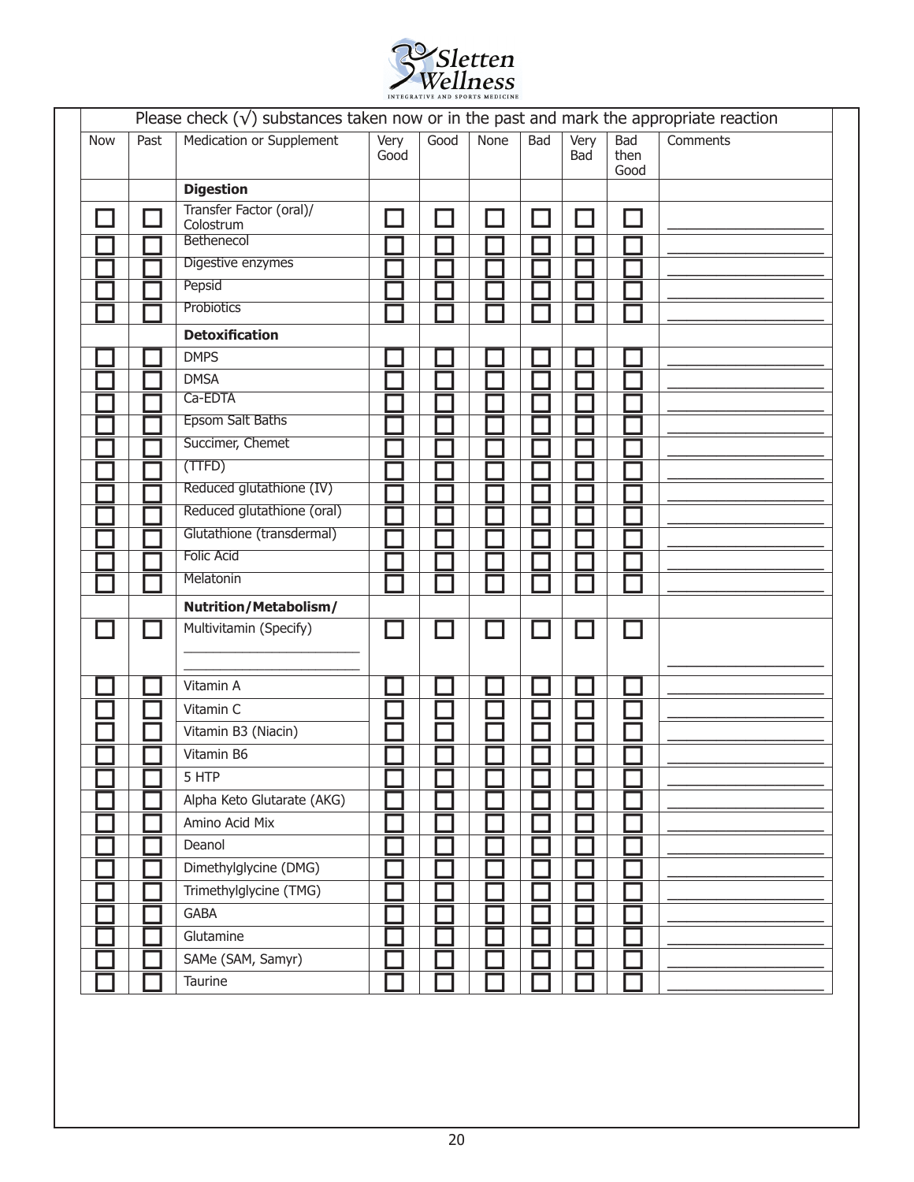Sletten Wellness

INTEGRATIVE AND SPORTS MEDICINE

| Please check (√) substances taken now or in the past and mark the appropriate reaction | | | | | | | | | |
|---|---|---|---|---|---|---|---|---|---|
| Now | Past | Medication or Supplement | Very Good | Good | None | Bad | Very Bad | Bad then Good | Comments |
| | | **Digestion** | | | | | | | |
| ☐ | ☐ | Transfer Factor (oral)/ Colostrum | ☐ | ☐ | ☐ | ☐ | ☐ | ☐ | ___________________ |
| ☐ | ☐ | Bethenecol | ☐ | ☐ | ☐ | ☐ | ☐ | ☐ | ___________________ |
| ☐ | ☐ | Digestive enzymes | ☐ | ☐ | ☐ | ☐ | ☐ | ☐ | ___________________ |
| ☐ | ☐ | Pepsid | ☐ | ☐ | ☐ | ☐ | ☐ | ☐ | ___________________ |
| ☐ | ☐ | Probiotics | ☐ | ☐ | ☐ | ☐ | ☐ | ☐ | ___________________ |
| | | **Detoxification** | | | | | | | |
| ☐ | ☐ | DMPS | ☐ | ☐ | ☐ | ☐ | ☐ | ☐ | ___________________ |
| ☐ | ☐ | DMSA | ☐ | ☐ | ☐ | ☐ | ☐ | ☐ | ___________________ |
| ☐ | ☐ | Ca-EDTA | ☐ | ☐ | ☐ | ☐ | ☐ | ☐ | ___________________ |
| ☐ | ☐ | Epsom Salt Baths | ☐ | ☐ | ☐ | ☐ | ☐ | ☐ | ___________________ |
| ☐ | ☐ | Succimer, Chemet | ☐ | ☐ | ☐ | ☐ | ☐ | ☐ | ___________________ |
| ☐ | ☐ | (TTFD) | ☐ | ☐ | ☐ | ☐ | ☐ | ☐ | ___________________ |
| ☐ | ☐ | Reduced glutathione (IV) | ☐ | ☐ | ☐ | ☐ | ☐ | ☐ | ___________________ |
| ☐ | ☐ | Reduced glutathione (oral) | ☐ | ☐ | ☐ | ☐ | ☐ | ☐ | ___________________ |
| ☐ | ☐ | Glutathione (transdermal) | ☐ | ☐ | ☐ | ☐ | ☐ | ☐ | ___________________ |
| ☐ | ☐ | Folic Acid | ☐ | ☐ | ☐ | ☐ | ☐ | ☐ | ___________________ |
| ☐ | ☐ | Melatonin | ☐ | ☐ | ☐ | ☐ | ☐ | ☐ | ___________________ |
| | | **Nutrition/Metabolism/** | | | | | | | |
| ☐ | ☐ | Multivitamin (Specify) ________________________ ________________________ | ☐ | ☐ | ☐ | ☐ | ☐ | ☐ | ___________________ |
| ☐ | ☐ | Vitamin A | ☐ | ☐ | ☐ | ☐ | ☐ | ☐ | ___________________ |
| ☐ | ☐ | Vitamin C | ☐ | ☐ | ☐ | ☐ | ☐ | ☐ | ___________________ |
| ☐ | ☐ | Vitamin B3 (Niacin) | ☐ | ☐ | ☐ | ☐ | ☐ | ☐ | ___________________ |
| ☐ | ☐ | Vitamin B6 | ☐ | ☐ | ☐ | ☐ | ☐ | ☐ | ___________________ |
| ☐ | ☐ | 5 HTP | ☐ | ☐ | ☐ | ☐ | ☐ | ☐ | ___________________ |
| ☐ | ☐ | Alpha Keto Glutarate (AKG) | ☐ | ☐ | ☐ | ☐ | ☐ | ☐ | ___________________ |
| ☐ | ☐ | Amino Acid Mix | ☐ | ☐ | ☐ | ☐ | ☐ | ☐ | ___________________ |
| ☐ | ☐ | Deanol | ☐ | ☐ | ☐ | ☐ | ☐ | ☐ | ___________________ |
| ☐ | ☐ | Dimethylglycine (DMG) | ☐ | ☐ | ☐ | ☐ | ☐ | ☐ | ___________________ |
| ☐ | ☐ | Trimethylglycine (TMG) | ☐ | ☐ | ☐ | ☐ | ☐ | ☐ | ___________________ |
| ☐ | ☐ | GABA | ☐ | ☐ | ☐ | ☐ | ☐ | ☐ | ___________________ |
| ☐ | ☐ | Glutamine | ☐ | ☐ | ☐ | ☐ | ☐ | ☐ | ___________________ |
| ☐ | ☐ | SAMe (SAM, Samyr) | ☐ | ☐ | ☐ | ☐ | ☐ | ☐ | ___________________ |
| ☐ | ☐ | Taurine | ☐ | ☐ | ☐ | ☐ | ☐ | ☐ | ___________________ |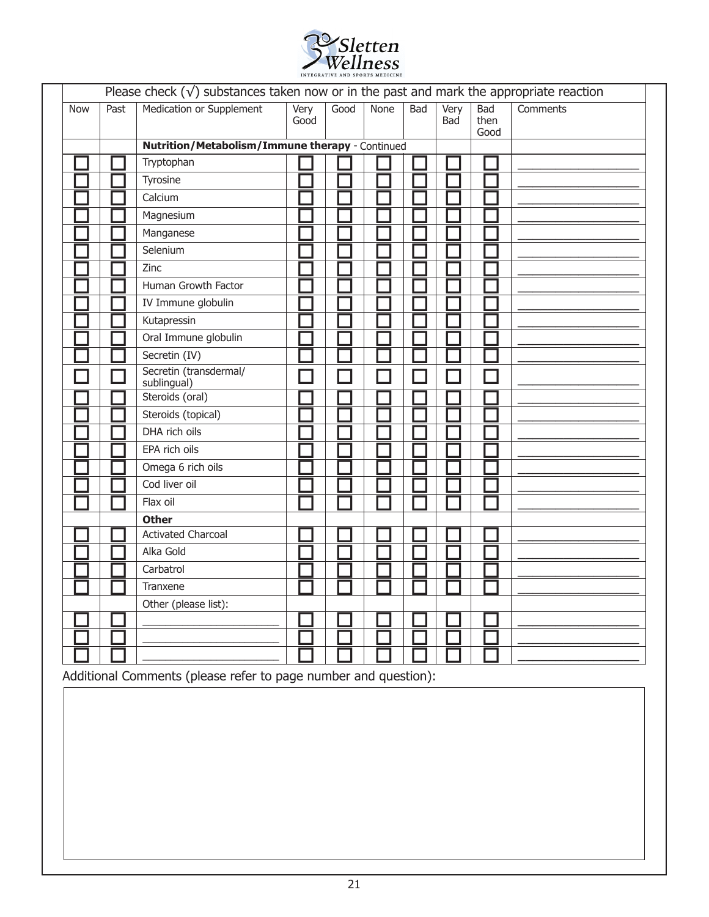Sletten Wellness
INTEGRATIVE AND SPORTS MEDICINE

Please check (√) substances taken now or in the past and mark the appropriate reaction

| Now | Past | Medication or Supplement | Very Good | Good | None | Bad | Very Bad | Bad then Good | Comments |
|---|---|---|---|---|---|---|---|---|---|
| | | **Nutrition/Metabolism/Immune therapy** - Continued | | | | | | | |
| ☐ | ☐ | Tryptophan | ☐ | ☐ | ☐ | ☐ | ☐ | ☐ | ________ |
| ☐ | ☐ | Tyrosine | ☐ | ☐ | ☐ | ☐ | ☐ | ☐ | ________ |
| ☐ | ☐ | Calcium | ☐ | ☐ | ☐ | ☐ | ☐ | ☐ | ________ |
| ☐ | ☐ | Magnesium | ☐ | ☐ | ☐ | ☐ | ☐ | ☐ | ________ |
| ☐ | ☐ | Manganese | ☐ | ☐ | ☐ | ☐ | ☐ | ☐ | ________ |
| ☐ | ☐ | Selenium | ☐ | ☐ | ☐ | ☐ | ☐ | ☐ | ________ |
| ☐ | ☐ | Zinc | ☐ | ☐ | ☐ | ☐ | ☐ | ☐ | ________ |
| ☐ | ☐ | Human Growth Factor | ☐ | ☐ | ☐ | ☐ | ☐ | ☐ | ________ |
| ☐ | ☐ | IV Immune globulin | ☐ | ☐ | ☐ | ☐ | ☐ | ☐ | ________ |
| ☐ | ☐ | Kutapressin | ☐ | ☐ | ☐ | ☐ | ☐ | ☐ | ________ |
| ☐ | ☐ | Oral Immune globulin | ☐ | ☐ | ☐ | ☐ | ☐ | ☐ | ________ |
| ☐ | ☐ | Secretin (IV) | ☐ | ☐ | ☐ | ☐ | ☐ | ☐ | ________ |
| ☐ | ☐ | Secretin (transdermal/ sublingual) | ☐ | ☐ | ☐ | ☐ | ☐ | ☐ | ________ |
| ☐ | ☐ | Steroids (oral) | ☐ | ☐ | ☐ | ☐ | ☐ | ☐ | ________ |
| ☐ | ☐ | Steroids (topical) | ☐ | ☐ | ☐ | ☐ | ☐ | ☐ | ________ |
| ☐ | ☐ | DHA rich oils | ☐ | ☐ | ☐ | ☐ | ☐ | ☐ | ________ |
| ☐ | ☐ | EPA rich oils | ☐ | ☐ | ☐ | ☐ | ☐ | ☐ | ________ |
| ☐ | ☐ | Omega 6 rich oils | ☐ | ☐ | ☐ | ☐ | ☐ | ☐ | ________ |
| ☐ | ☐ | Cod liver oil | ☐ | ☐ | ☐ | ☐ | ☐ | ☐ | ________ |
| ☐ | ☐ | Flax oil | ☐ | ☐ | ☐ | ☐ | ☐ | ☐ | ________ |
| | | **Other** | | | | | | | |
| ☐ | ☐ | Activated Charcoal | ☐ | ☐ | ☐ | ☐ | ☐ | ☐ | ________ |
| ☐ | ☐ | Alka Gold | ☐ | ☐ | ☐ | ☐ | ☐ | ☐ | ________ |
| ☐ | ☐ | Carbatrol | ☐ | ☐ | ☐ | ☐ | ☐ | ☐ | ________ |
| ☐ | ☐ | Tranxene | ☐ | ☐ | ☐ | ☐ | ☐ | ☐ | ________ |
| | | Other (please list): | | | | | | | |
| ☐ | ☐ | ________ | ☐ | ☐ | ☐ | ☐ | ☐ | ☐ | ________ |
| ☐ | ☐ | ________ | ☐ | ☐ | ☐ | ☐ | ☐ | ☐ | ________ |
| ☐ | ☐ | ________ | ☐ | ☐ | ☐ | ☐ | ☐ | ☐ | ________ |

Additional Comments (please refer to page number and question):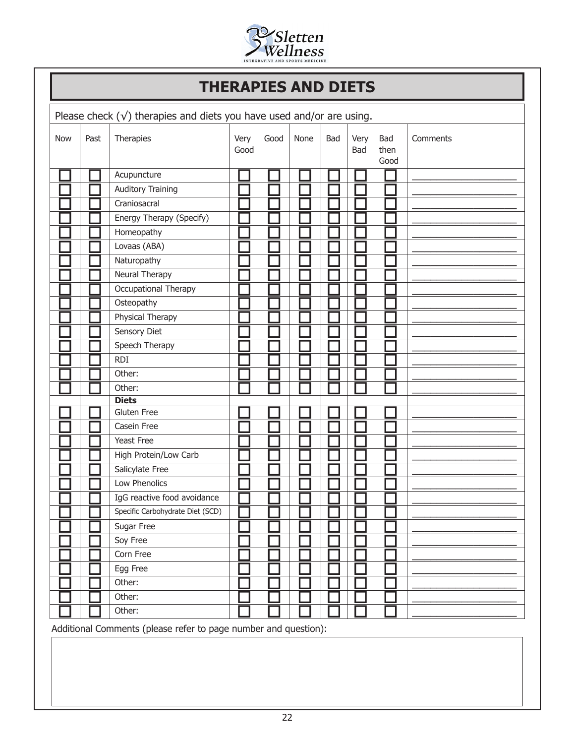# THERAPIES AND DIETS

Please check (√) therapies and diets you have used and/or are using.

| Now | Past | Therapies | Very Good | Good | None | Bad | Very Bad | Bad then Good | Comments |
|---|---|---|---|---|---|---|---|---|---|
| ☐ | ☐ | Acupuncture | ☐ | ☐ | ☐ | ☐ | ☐ | ☐ | ___________________ |
| ☐ | ☐ | Auditory Training | ☐ | ☐ | ☐ | ☐ | ☐ | ☐ | ___________________ |
| ☐ | ☐ | Craniosacral | ☐ | ☐ | ☐ | ☐ | ☐ | ☐ | ___________________ |
| ☐ | ☐ | Energy Therapy (Specify) | ☐ | ☐ | ☐ | ☐ | ☐ | ☐ | ___________________ |
| ☐ | ☐ | Homeopathy | ☐ | ☐ | ☐ | ☐ | ☐ | ☐ | ___________________ |
| ☐ | ☐ | Lovaas (ABA) | ☐ | ☐ | ☐ | ☐ | ☐ | ☐ | ___________________ |
| ☐ | ☐ | Naturopathy | ☐ | ☐ | ☐ | ☐ | ☐ | ☐ | ___________________ |
| ☐ | ☐ | Neural Therapy | ☐ | ☐ | ☐ | ☐ | ☐ | ☐ | ___________________ |
| ☐ | ☐ | Occupational Therapy | ☐ | ☐ | ☐ | ☐ | ☐ | ☐ | ___________________ |
| ☐ | ☐ | Osteopathy | ☐ | ☐ | ☐ | ☐ | ☐ | ☐ | ___________________ |
| ☐ | ☐ | Physical Therapy | ☐ | ☐ | ☐ | ☐ | ☐ | ☐ | ___________________ |
| ☐ | ☐ | Sensory Diet | ☐ | ☐ | ☐ | ☐ | ☐ | ☐ | ___________________ |
| ☐ | ☐ | Speech Therapy | ☐ | ☐ | ☐ | ☐ | ☐ | ☐ | ___________________ |
| ☐ | ☐ | RDI | ☐ | ☐ | ☐ | ☐ | ☐ | ☐ | ___________________ |
| ☐ | ☐ | Other: | ☐ | ☐ | ☐ | ☐ | ☐ | ☐ | ___________________ |
| ☐ | ☐ | Other: | ☐ | ☐ | ☐ | ☐ | ☐ | ☐ | ___________________ |
| | | **Diets** | | | | | | | |
| ☐ | ☐ | Gluten Free | ☐ | ☐ | ☐ | ☐ | ☐ | ☐ | ___________________ |
| ☐ | ☐ | Casein Free | ☐ | ☐ | ☐ | ☐ | ☐ | ☐ | ___________________ |
| ☐ | ☐ | Yeast Free | ☐ | ☐ | ☐ | ☐ | ☐ | ☐ | ___________________ |
| ☐ | ☐ | High Protein/Low Carb | ☐ | ☐ | ☐ | ☐ | ☐ | ☐ | ___________________ |
| ☐ | ☐ | Salicylate Free | ☐ | ☐ | ☐ | ☐ | ☐ | ☐ | ___________________ |
| ☐ | ☐ | Low Phenolics | ☐ | ☐ | ☐ | ☐ | ☐ | ☐ | ___________________ |
| ☐ | ☐ | IgG reactive food avoidance | ☐ | ☐ | ☐ | ☐ | ☐ | ☐ | ___________________ |
| ☐ | ☐ | Specific Carbohydrate Diet (SCD) | ☐ | ☐ | ☐ | ☐ | ☐ | ☐ | ___________________ |
| ☐ | ☐ | Sugar Free | ☐ | ☐ | ☐ | ☐ | ☐ | ☐ | ___________________ |
| ☐ | ☐ | Soy Free | ☐ | ☐ | ☐ | ☐ | ☐ | ☐ | ___________________ |
| ☐ | ☐ | Corn Free | ☐ | ☐ | ☐ | ☐ | ☐ | ☐ | ___________________ |
| ☐ | ☐ | Egg Free | ☐ | ☐ | ☐ | ☐ | ☐ | ☐ | ___________________ |
| ☐ | ☐ | Other: | ☐ | ☐ | ☐ | ☐ | ☐ | ☐ | ___________________ |
| ☐ | ☐ | Other: | ☐ | ☐ | ☐ | ☐ | ☐ | ☐ | ___________________ |
| ☐ | ☐ | Other: | ☐ | ☐ | ☐ | ☐ | ☐ | ☐ | ___________________ |

Additional Comments (please refer to page number and question):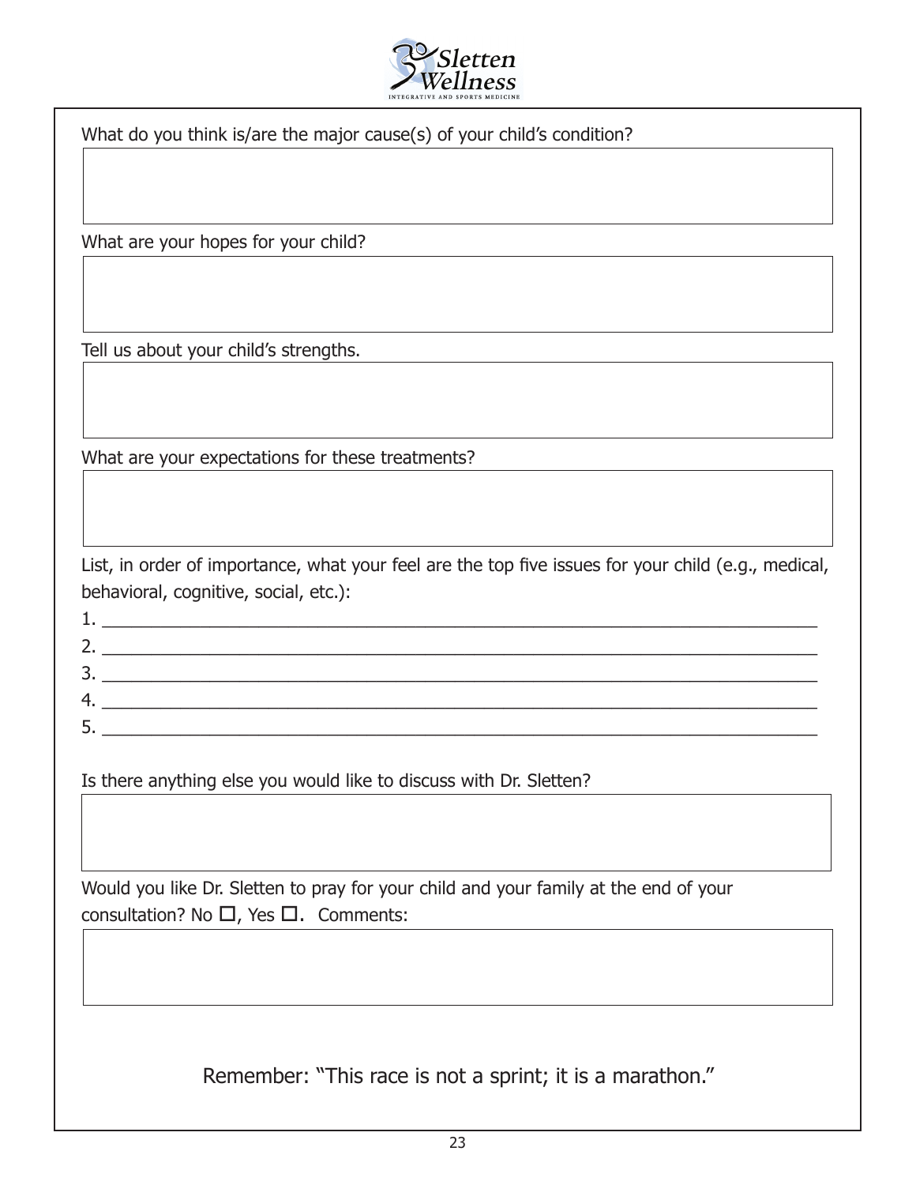What do you think is/are the major cause(s) of your child's condition?

What are your hopes for your child?

Tell us about your child's strengths.

What are your expectations for these treatments?

List, in order of importance, what your feel are the top five issues for your child (e.g., medical, behavioral, cognitive, social, etc.):

1. ___________________________________________________________________________
2. ___________________________________________________________________________
3. ___________________________________________________________________________
4. ___________________________________________________________________________
5. ___________________________________________________________________________

Is there anything else you would like to discuss with Dr. Sletten?

Would you like Dr. Sletten to pray for your child and your family at the end of your consultation? No ☐, Yes ☐. Comments:

Remember: "This race is not a sprint; it is a marathon."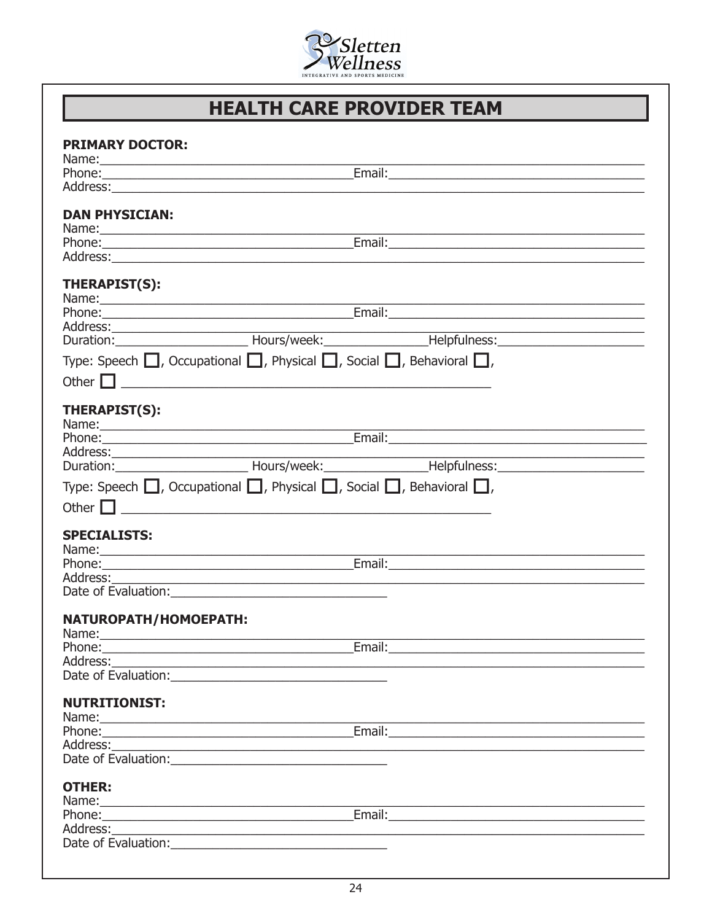Sletten Wellness

INTEGRATIVE AND SPORTS MEDICINE

# HEALTH CARE PROVIDER TEAM

**PRIMARY DOCTOR:**

Name:_______________________________________________

Phone:_________________________ Email:_________________________

Address:_______________________________________________

**DAN PHYSICIAN:**

Name:_______________________________________________

Phone:_________________________ Email:_________________________

Address:_______________________________________________

**THERAPIST(S):**

Name:_______________________________________________

Phone:_________________________ Email:_________________________

Address:_______________________________________________

Duration:______________ Hours/week:______________ Helpfulness:______________

Type: Speech ☐, Occupational ☐, Physical ☐, Social ☐, Behavioral ☐,

Other ☐ _______________________________________

**THERAPIST(S):**

Name:_______________________________________________

Phone:_________________________ Email:_________________________

Address:_______________________________________________

Duration:______________ Hours/week:______________ Helpfulness:______________

Type: Speech ☐, Occupational ☐, Physical ☐, Social ☐, Behavioral ☐,

Other ☐ _______________________________________

**SPECIALISTS:**

Name:_______________________________________________

Phone:_________________________ Email:_________________________

Address:_______________________________________________

Date of Evaluation:_________________________

**NATUROPATH/HOMOEPATH:**

Name:_______________________________________________

Phone:_________________________ Email:_________________________

Address:_______________________________________________

Date of Evaluation:_________________________

**NUTRITIONIST:**

Name:_______________________________________________

Phone:_________________________ Email:_________________________

Address:_______________________________________________

Date of Evaluation:_________________________

**OTHER:**

Name:_______________________________________________

Phone:_________________________ Email:_________________________

Address:_______________________________________________

Date of Evaluation:_________________________